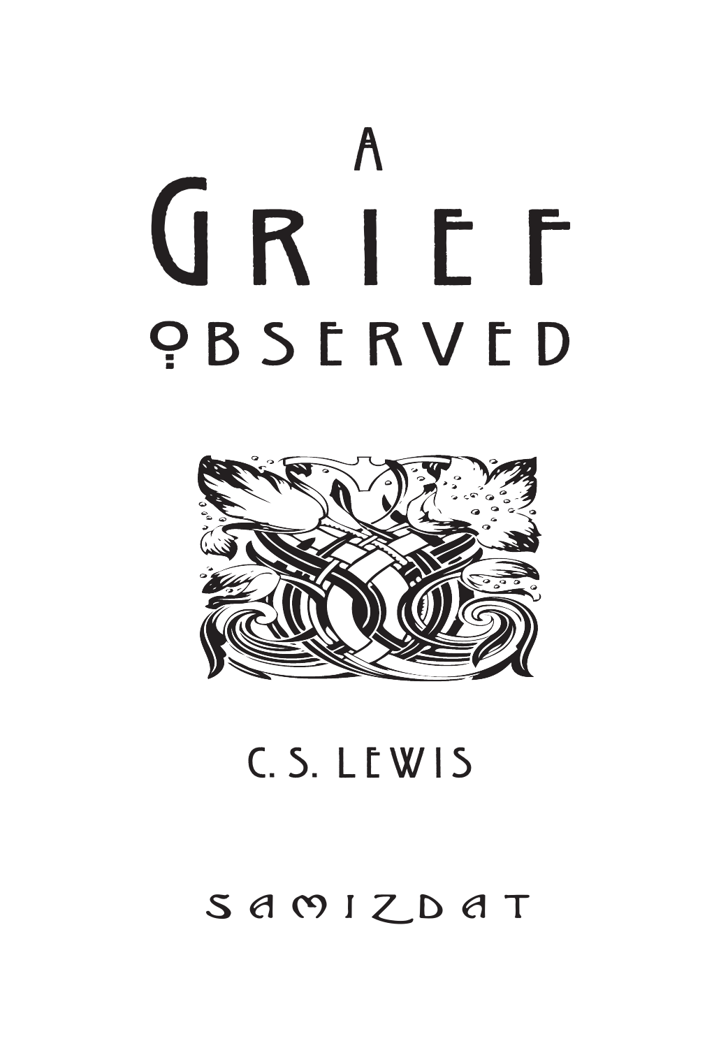# A Grief Observed

C. S. Lewis

Samizdat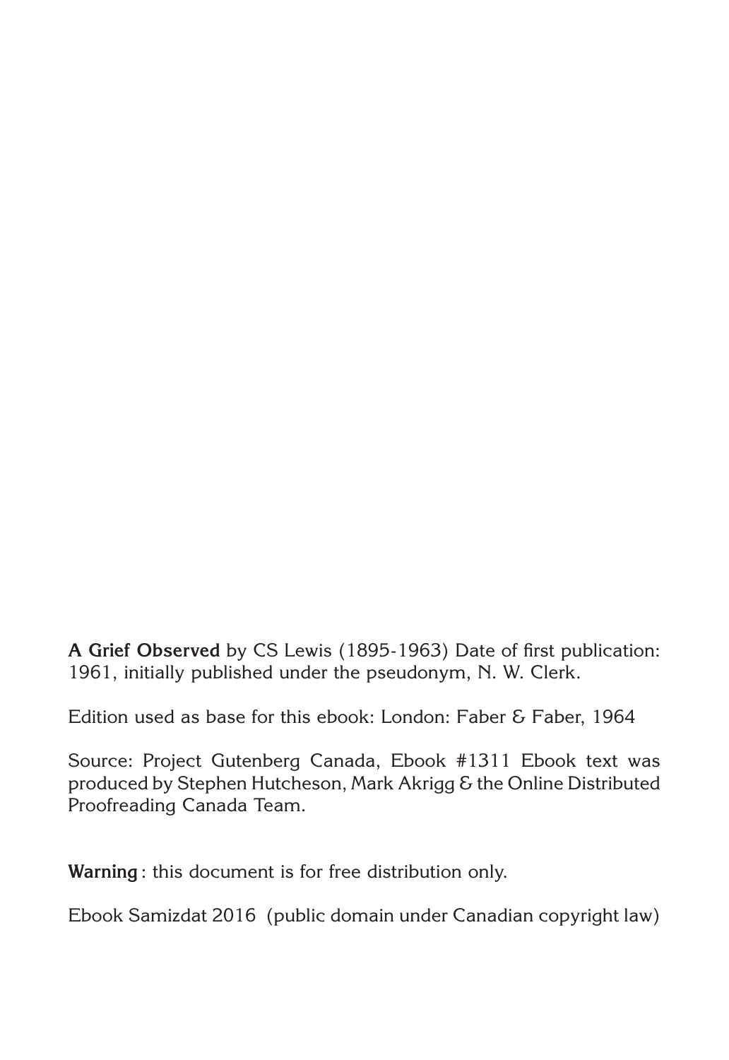**A Grief Observed** by CS Lewis (1895-1963) Date of first publication: 1961, initially published under the pseudonym, N. W. Clerk.

Edition used as base for this ebook: London: Faber & Faber, 1964

Source: Project Gutenberg Canada, Ebook #1311 Ebook text was produced by Stephen Hutcheson, Mark Akrigg & the Online Distributed Proofreading Canada Team.

**Warning** : this document is for free distribution only.

Ebook Samizdat 2016 (public domain under Canadian copyright law)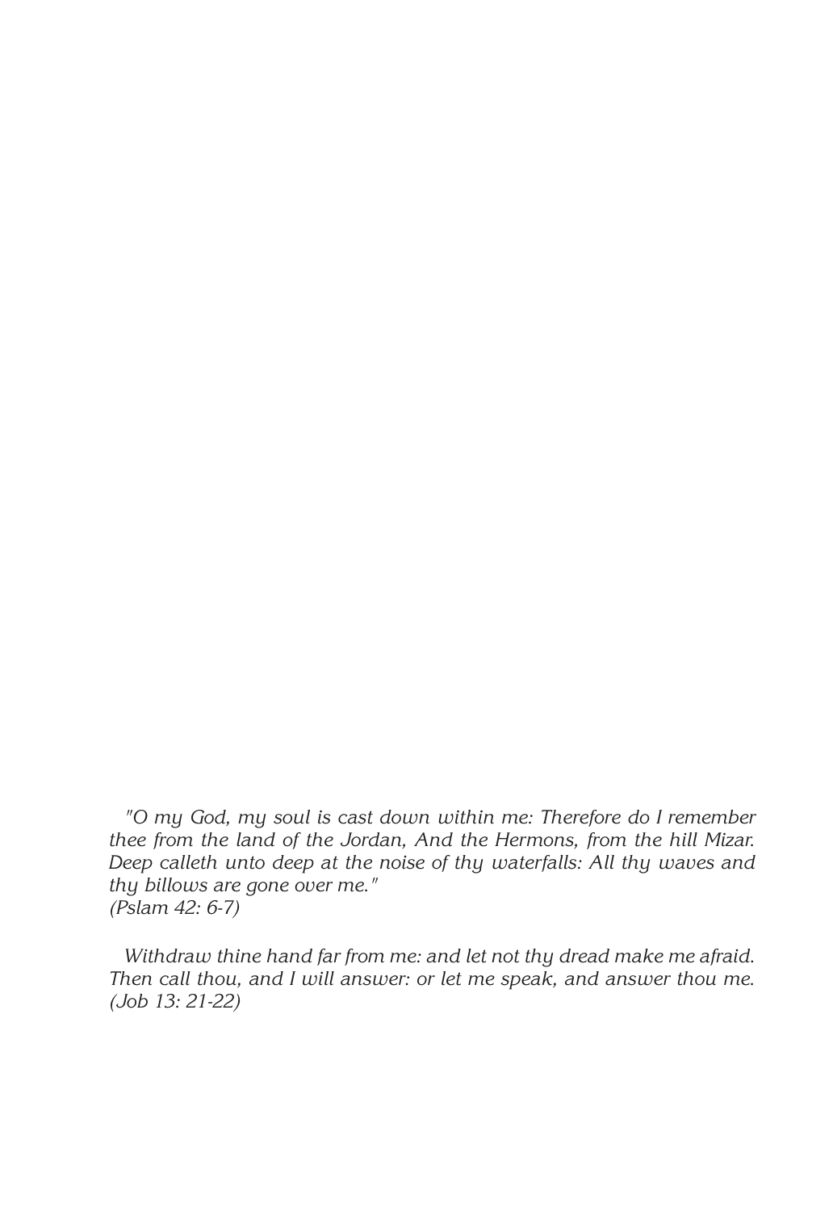*"O my God, my soul is cast down within me: Therefore do I remember thee from the land of the Jordan, And the Hermons, from the hill Mizar. Deep calleth unto deep at the noise of thy waterfalls: All thy waves and thy billows are gone over me."*
*(Pslam 42: 6-7)*

*Withdraw thine hand far from me: and let not thy dread make me afraid. Then call thou, and I will answer: or let me speak, and answer thou me.*
*(Job 13: 21-22)*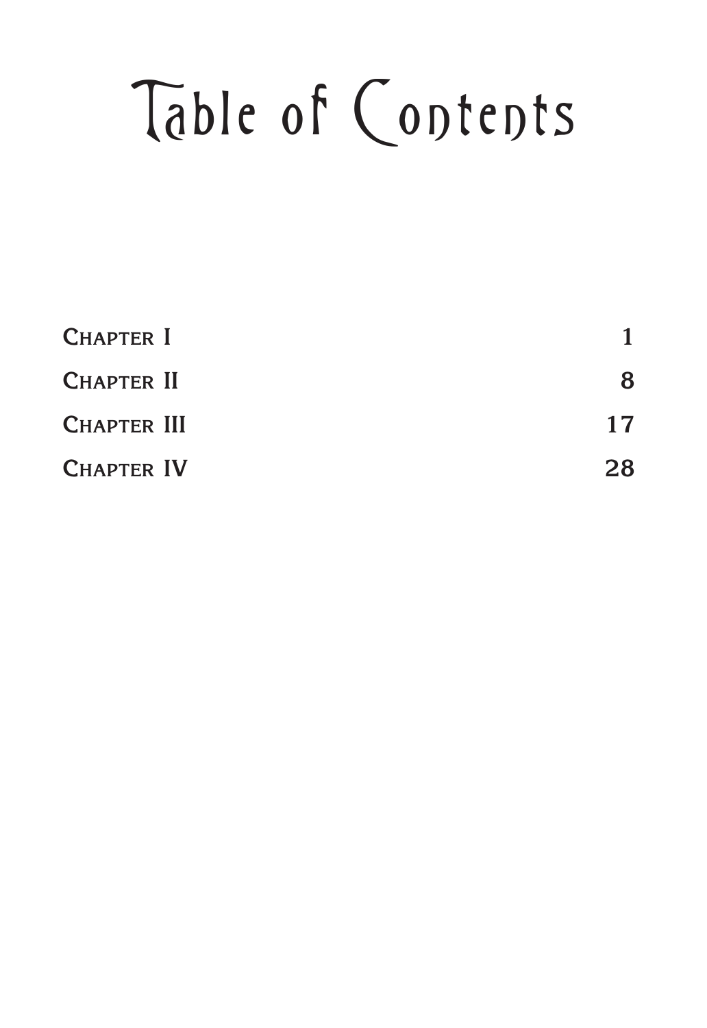# Table of Contents

| | |
|---|---:|
| Chapter I | 1 |
| Chapter II | 8 |
| Chapter III | 17 |
| Chapter IV | 28 |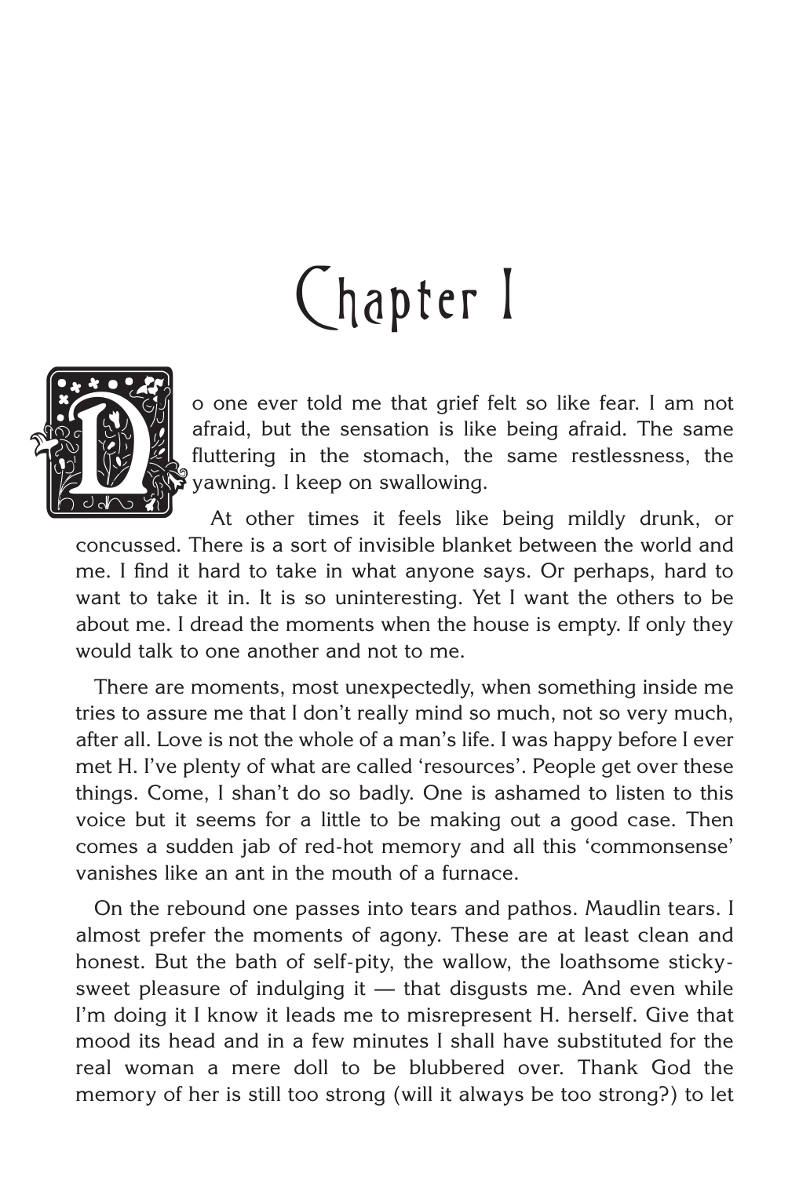# Chapter I

No one ever told me that grief felt so like fear. I am not afraid, but the sensation is like being afraid. The same fluttering in the stomach, the same restlessness, the yawning. I keep on swallowing.

At other times it feels like being mildly drunk, or concussed. There is a sort of invisible blanket between the world and me. I find it hard to take in what anyone says. Or perhaps, hard to want to take it in. It is so uninteresting. Yet I want the others to be about me. I dread the moments when the house is empty. If only they would talk to one another and not to me.

There are moments, most unexpectedly, when something inside me tries to assure me that I don't really mind so much, not so very much, after all. Love is not the whole of a man's life. I was happy before I ever met H. I've plenty of what are called 'resources'. People get over these things. Come, I shan't do so badly. One is ashamed to listen to this voice but it seems for a little to be making out a good case. Then comes a sudden jab of red-hot memory and all this 'commonsense' vanishes like an ant in the mouth of a furnace.

On the rebound one passes into tears and pathos. Maudlin tears. I almost prefer the moments of agony. These are at least clean and honest. But the bath of self-pity, the wallow, the loathsome sticky-sweet pleasure of indulging it — that disgusts me. And even while I'm doing it I know it leads me to misrepresent H. herself. Give that mood its head and in a few minutes I shall have substituted for the real woman a mere doll to be blubbered over. Thank God the memory of her is still too strong (will it always be too strong?) to let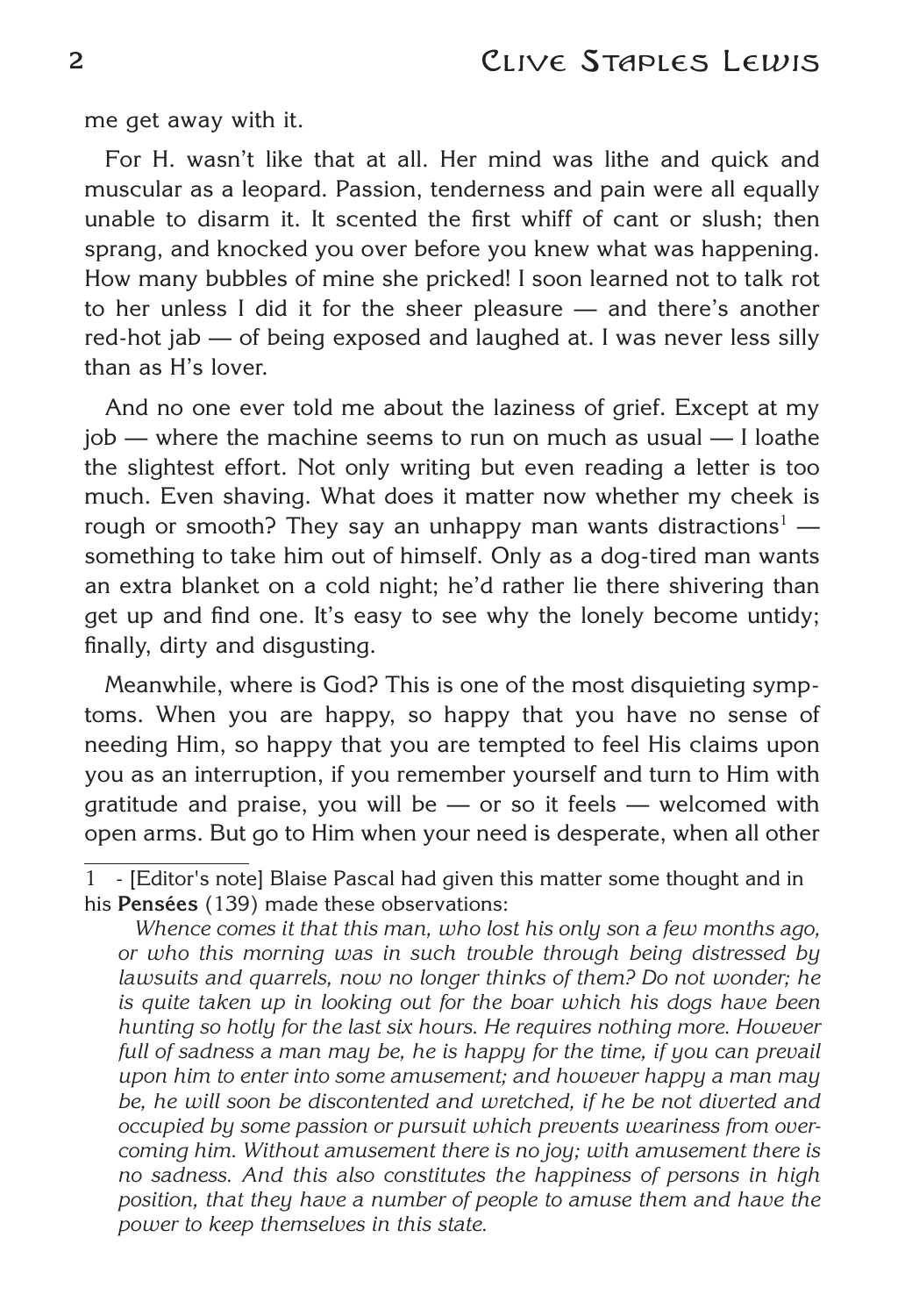me get away with it.

For H. wasn't like that at all. Her mind was lithe and quick and muscular as a leopard. Passion, tenderness and pain were all equally unable to disarm it. It scented the first whiff of cant or slush; then sprang, and knocked you over before you knew what was happening. How many bubbles of mine she pricked! I soon learned not to talk rot to her unless I did it for the sheer pleasure — and there's another red-hot jab — of being exposed and laughed at. I was never less silly than as H's lover.

And no one ever told me about the laziness of grief. Except at my job — where the machine seems to run on much as usual — I loathe the slightest effort. Not only writing but even reading a letter is too much. Even shaving. What does it matter now whether my cheek is rough or smooth? They say an unhappy man wants distractions[1] — something to take him out of himself. Only as a dog-tired man wants an extra blanket on a cold night; he'd rather lie there shivering than get up and find one. It's easy to see why the lonely become untidy; finally, dirty and disgusting.

Meanwhile, where is God? This is one of the most disquieting symptoms. When you are happy, so happy that you have no sense of needing Him, so happy that you are tempted to feel His claims upon you as an interruption, if you remember yourself and turn to Him with gratitude and praise, you will be — or so it feels — welcomed with open arms. But go to Him when your need is desperate, when all other

---

1 - [Editor's note] Blaise Pascal had given this matter some thought and in his **Pensées** (139) made these observations:

*Whence comes it that this man, who lost his only son a few months ago, or who this morning was in such trouble through being distressed by lawsuits and quarrels, now no longer thinks of them? Do not wonder; he is quite taken up in looking out for the boar which his dogs have been hunting so hotly for the last six hours. He requires nothing more. However full of sadness a man may be, he is happy for the time, if you can prevail upon him to enter into some amusement; and however happy a man may be, he will soon be discontented and wretched, if he be not diverted and occupied by some passion or pursuit which prevents weariness from overcoming him. Without amusement there is no joy; with amusement there is no sadness. And this also constitutes the happiness of persons in high position, that they have a number of people to amuse them and have the power to keep themselves in this state.*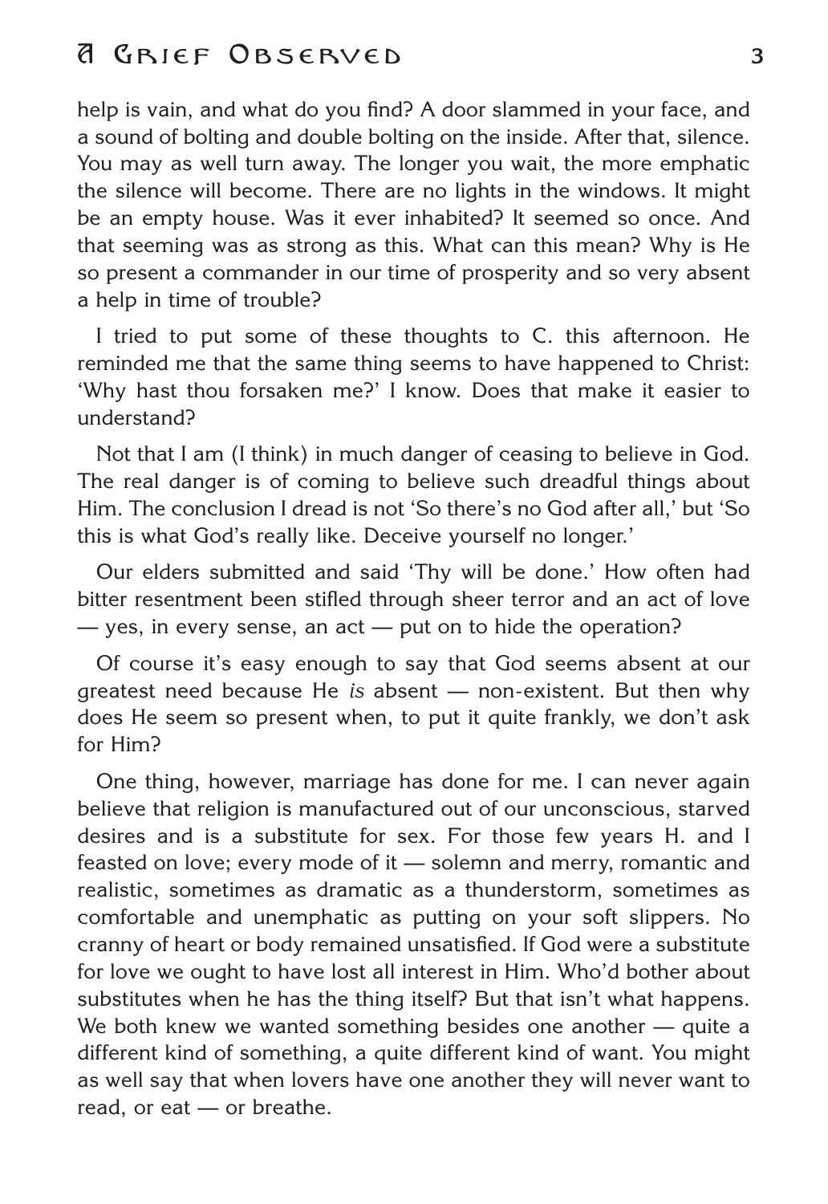help is vain, and what do you find? A door slammed in your face, and a sound of bolting and double bolting on the inside. After that, silence. You may as well turn away. The longer you wait, the more emphatic the silence will become. There are no lights in the windows. It might be an empty house. Was it ever inhabited? It seemed so once. And that seeming was as strong as this. What can this mean? Why is He so present a commander in our time of prosperity and so very absent a help in time of trouble?

I tried to put some of these thoughts to C. this afternoon. He reminded me that the same thing seems to have happened to Christ: 'Why hast thou forsaken me?' I know. Does that make it easier to understand?

Not that I am (I think) in much danger of ceasing to believe in God. The real danger is of coming to believe such dreadful things about Him. The conclusion I dread is not 'So there's no God after all,' but 'So this is what God's really like. Deceive yourself no longer.'

Our elders submitted and said 'Thy will be done.' How often had bitter resentment been stifled through sheer terror and an act of love — yes, in every sense, an act — put on to hide the operation?

Of course it's easy enough to say that God seems absent at our greatest need because He *is* absent — non-existent. But then why does He seem so present when, to put it quite frankly, we don't ask for Him?

One thing, however, marriage has done for me. I can never again believe that religion is manufactured out of our unconscious, starved desires and is a substitute for sex. For those few years H. and I feasted on love; every mode of it — solemn and merry, romantic and realistic, sometimes as dramatic as a thunderstorm, sometimes as comfortable and unemphatic as putting on your soft slippers. No cranny of heart or body remained unsatisfied. If God were a substitute for love we ought to have lost all interest in Him. Who'd bother about substitutes when he has the thing itself? But that isn't what happens. We both knew we wanted something besides one another — quite a different kind of something, a quite different kind of want. You might as well say that when lovers have one another they will never want to read, or eat — or breathe.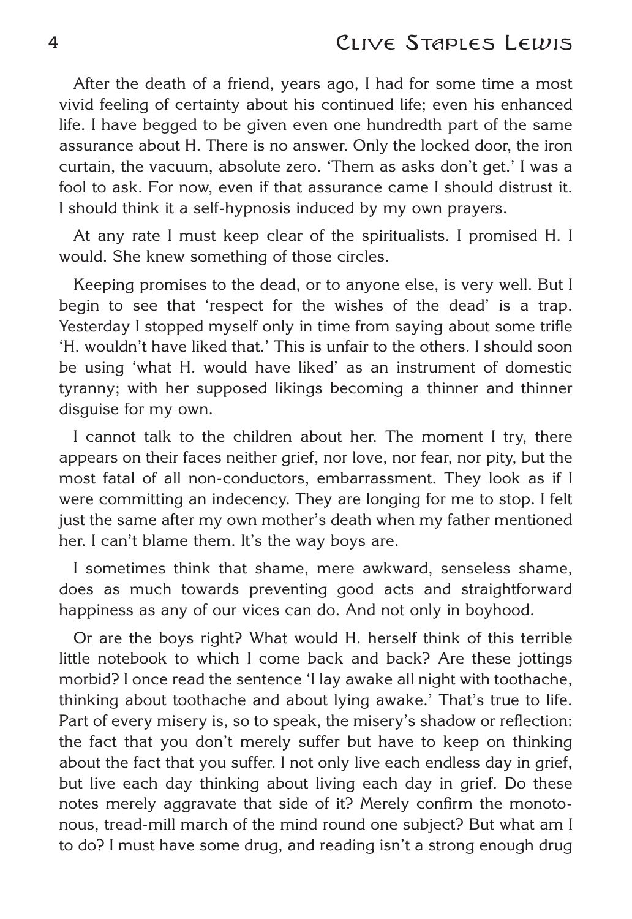After the death of a friend, years ago, I had for some time a most vivid feeling of certainty about his continued life; even his enhanced life. I have begged to be given even one hundredth part of the same assurance about H. There is no answer. Only the locked door, the iron curtain, the vacuum, absolute zero. 'Them as asks don't get.' I was a fool to ask. For now, even if that assurance came I should distrust it. I should think it a self-hypnosis induced by my own prayers.

At any rate I must keep clear of the spiritualists. I promised H. I would. She knew something of those circles.

Keeping promises to the dead, or to anyone else, is very well. But I begin to see that 'respect for the wishes of the dead' is a trap. Yesterday I stopped myself only in time from saying about some trifle 'H. wouldn't have liked that.' This is unfair to the others. I should soon be using 'what H. would have liked' as an instrument of domestic tyranny; with her supposed likings becoming a thinner and thinner disguise for my own.

I cannot talk to the children about her. The moment I try, there appears on their faces neither grief, nor love, nor fear, nor pity, but the most fatal of all non-conductors, embarrassment. They look as if I were committing an indecency. They are longing for me to stop. I felt just the same after my own mother's death when my father mentioned her. I can't blame them. It's the way boys are.

I sometimes think that shame, mere awkward, senseless shame, does as much towards preventing good acts and straightforward happiness as any of our vices can do. And not only in boyhood.

Or are the boys right? What would H. herself think of this terrible little notebook to which I come back and back? Are these jottings morbid? I once read the sentence 'I lay awake all night with toothache, thinking about toothache and about lying awake.' That's true to life. Part of every misery is, so to speak, the misery's shadow or reflection: the fact that you don't merely suffer but have to keep on thinking about the fact that you suffer. I not only live each endless day in grief, but live each day thinking about living each day in grief. Do these notes merely aggravate that side of it? Merely confirm the monotonous, tread-mill march of the mind round one subject? But what am I to do? I must have some drug, and reading isn't a strong enough drug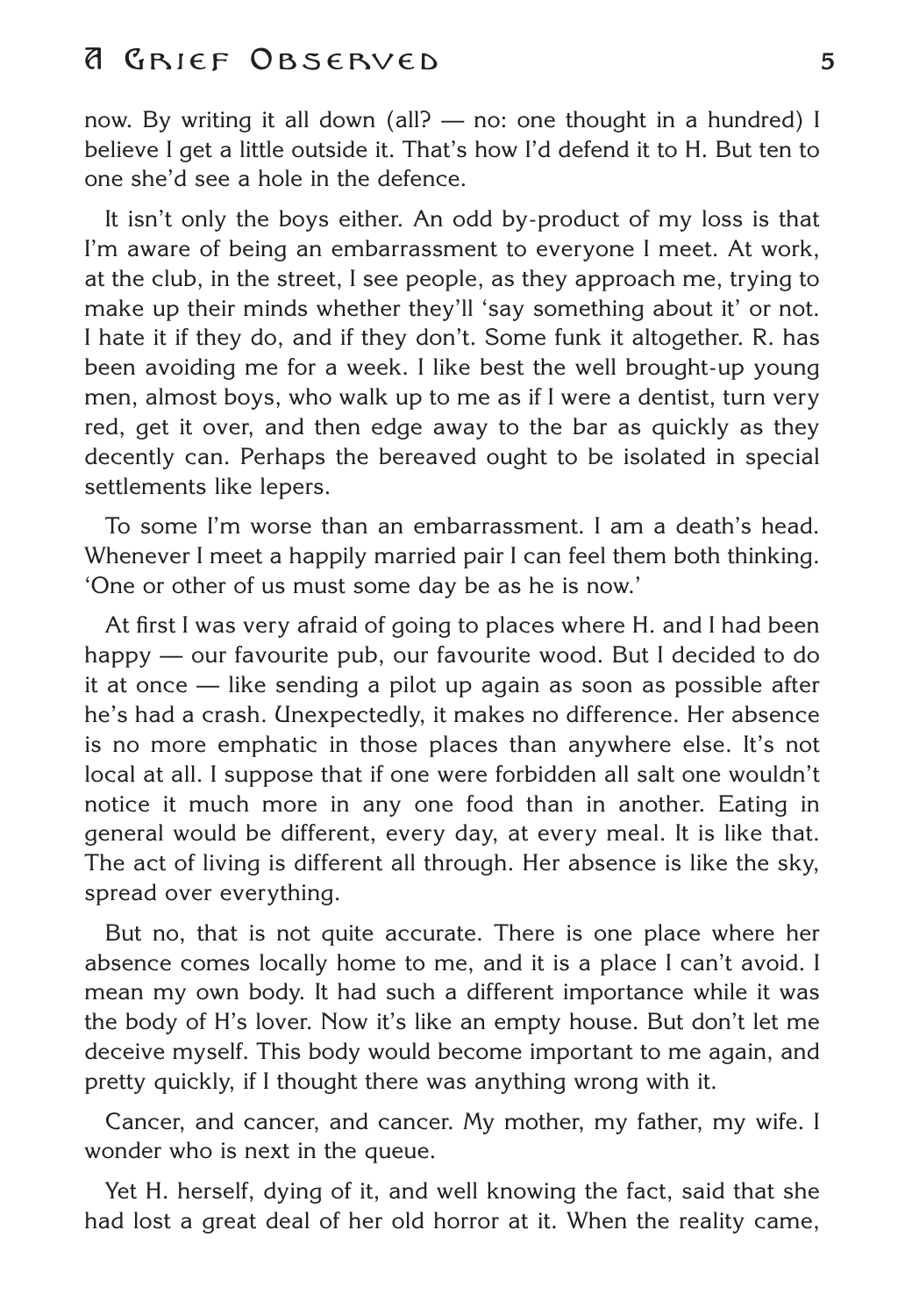now. By writing it all down (all? — no: one thought in a hundred) I believe I get a little outside it. That's how I'd defend it to H. But ten to one she'd see a hole in the defence.

It isn't only the boys either. An odd by-product of my loss is that I'm aware of being an embarrassment to everyone I meet. At work, at the club, in the street, I see people, as they approach me, trying to make up their minds whether they'll 'say something about it' or not. I hate it if they do, and if they don't. Some funk it altogether. R. has been avoiding me for a week. I like best the well brought-up young men, almost boys, who walk up to me as if I were a dentist, turn very red, get it over, and then edge away to the bar as quickly as they decently can. Perhaps the bereaved ought to be isolated in special settlements like lepers.

To some I'm worse than an embarrassment. I am a death's head. Whenever I meet a happily married pair I can feel them both thinking. 'One or other of us must some day be as he is now.'

At first I was very afraid of going to places where H. and I had been happy — our favourite pub, our favourite wood. But I decided to do it at once — like sending a pilot up again as soon as possible after he's had a crash. Unexpectedly, it makes no difference. Her absence is no more emphatic in those places than anywhere else. It's not local at all. I suppose that if one were forbidden all salt one wouldn't notice it much more in any one food than in another. Eating in general would be different, every day, at every meal. It is like that. The act of living is different all through. Her absence is like the sky, spread over everything.

But no, that is not quite accurate. There is one place where her absence comes locally home to me, and it is a place I can't avoid. I mean my own body. It had such a different importance while it was the body of H's lover. Now it's like an empty house. But don't let me deceive myself. This body would become important to me again, and pretty quickly, if I thought there was anything wrong with it.

Cancer, and cancer, and cancer. My mother, my father, my wife. I wonder who is next in the queue.

Yet H. herself, dying of it, and well knowing the fact, said that she had lost a great deal of her old horror at it. When the reality came,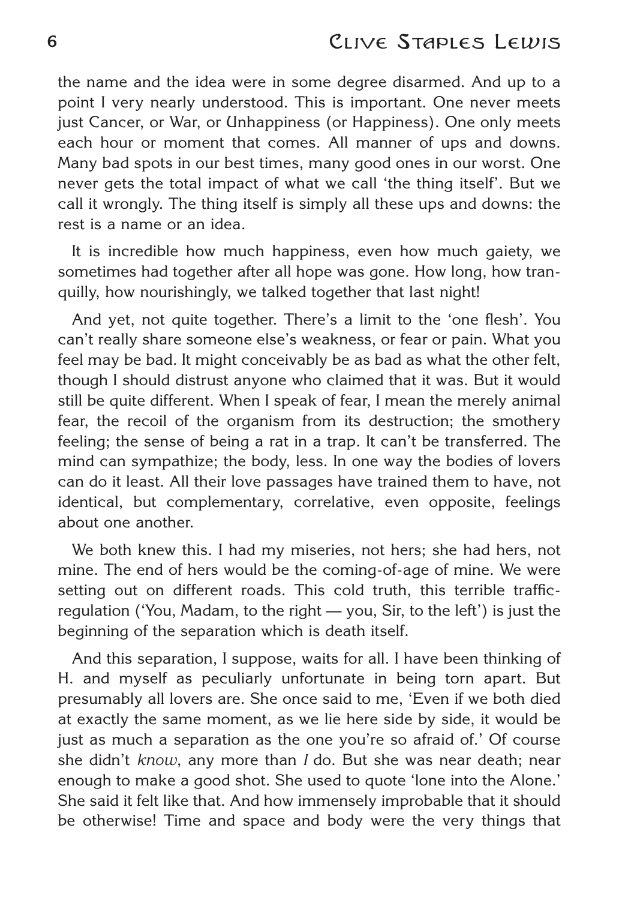the name and the idea were in some degree disarmed. And up to a point I very nearly understood. This is important. One never meets just Cancer, or War, or Unhappiness (or Happiness). One only meets each hour or moment that comes. All manner of ups and downs. Many bad spots in our best times, many good ones in our worst. One never gets the total impact of what we call 'the thing itself'. But we call it wrongly. The thing itself is simply all these ups and downs: the rest is a name or an idea.

It is incredible how much happiness, even how much gaiety, we sometimes had together after all hope was gone. How long, how tranquilly, how nourishingly, we talked together that last night!

And yet, not quite together. There's a limit to the 'one flesh'. You can't really share someone else's weakness, or fear or pain. What you feel may be bad. It might conceivably be as bad as what the other felt, though I should distrust anyone who claimed that it was. But it would still be quite different. When I speak of fear, I mean the merely animal fear, the recoil of the organism from its destruction; the smothery feeling; the sense of being a rat in a trap. It can't be transferred. The mind can sympathize; the body, less. In one way the bodies of lovers can do it least. All their love passages have trained them to have, not identical, but complementary, correlative, even opposite, feelings about one another.

We both knew this. I had my miseries, not hers; she had hers, not mine. The end of hers would be the coming-of-age of mine. We were setting out on different roads. This cold truth, this terrible traffic-regulation ('You, Madam, to the right — you, Sir, to the left') is just the beginning of the separation which is death itself.

And this separation, I suppose, waits for all. I have been thinking of H. and myself as peculiarly unfortunate in being torn apart. But presumably all lovers are. She once said to me, 'Even if we both died at exactly the same moment, as we lie here side by side, it would be just as much a separation as the one you're so afraid of.' Of course she didn't *know*, any more than *I* do. But she was near death; near enough to make a good shot. She used to quote 'lone into the Alone.' She said it felt like that. And how immensely improbable that it should be otherwise! Time and space and body were the very things that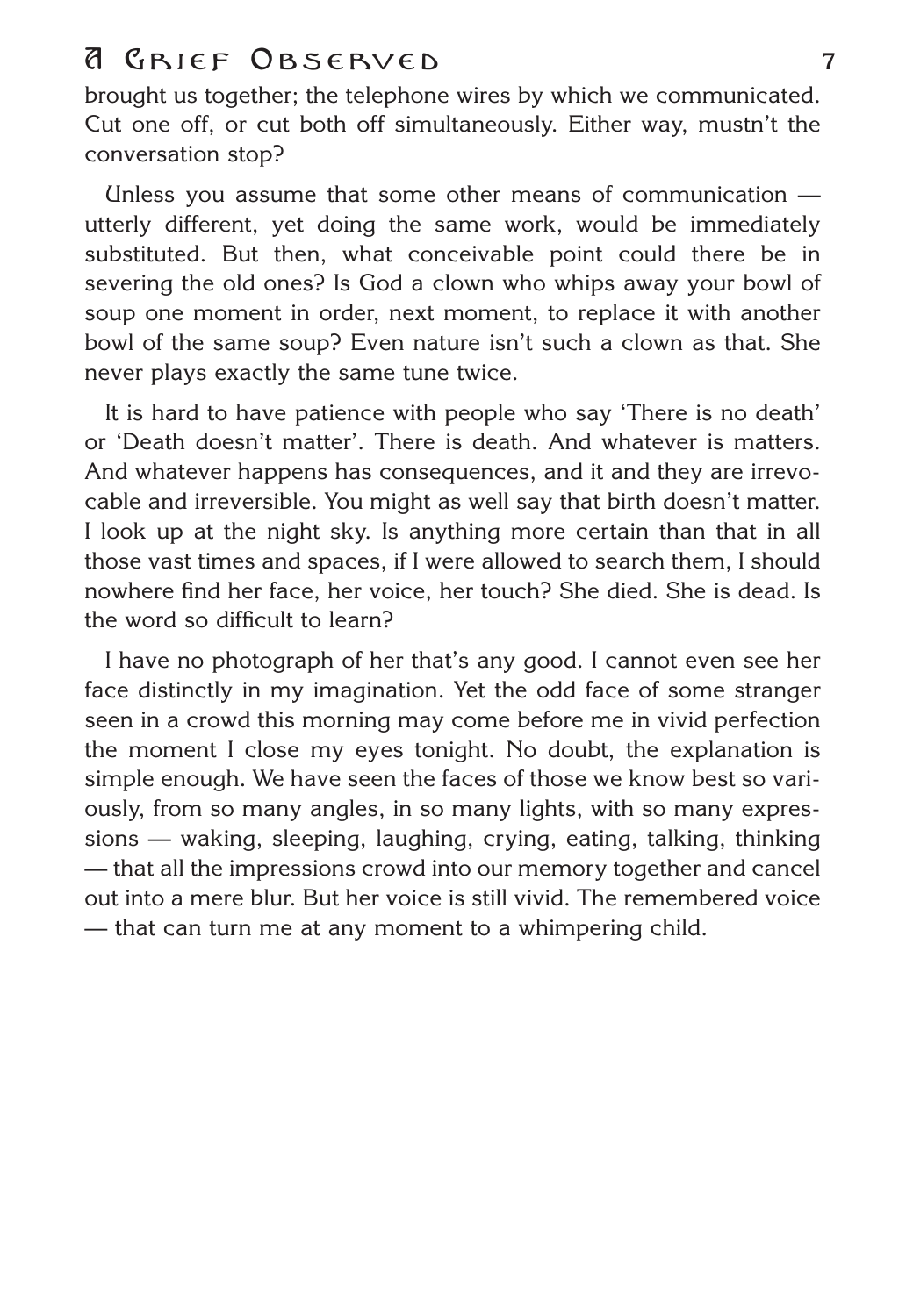brought us together; the telephone wires by which we communicated. Cut one off, or cut both off simultaneously. Either way, mustn't the conversation stop?

Unless you assume that some other means of communication — utterly different, yet doing the same work, would be immediately substituted. But then, what conceivable point could there be in severing the old ones? Is God a clown who whips away your bowl of soup one moment in order, next moment, to replace it with another bowl of the same soup? Even nature isn't such a clown as that. She never plays exactly the same tune twice.

It is hard to have patience with people who say 'There is no death' or 'Death doesn't matter'. There is death. And whatever is matters. And whatever happens has consequences, and it and they are irrevocable and irreversible. You might as well say that birth doesn't matter. I look up at the night sky. Is anything more certain than that in all those vast times and spaces, if I were allowed to search them, I should nowhere find her face, her voice, her touch? She died. She is dead. Is the word so difficult to learn?

I have no photograph of her that's any good. I cannot even see her face distinctly in my imagination. Yet the odd face of some stranger seen in a crowd this morning may come before me in vivid perfection the moment I close my eyes tonight. No doubt, the explanation is simple enough. We have seen the faces of those we know best so variously, from so many angles, in so many lights, with so many expressions — waking, sleeping, laughing, crying, eating, talking, thinking — that all the impressions crowd into our memory together and cancel out into a mere blur. But her voice is still vivid. The remembered voice — that can turn me at any moment to a whimpering child.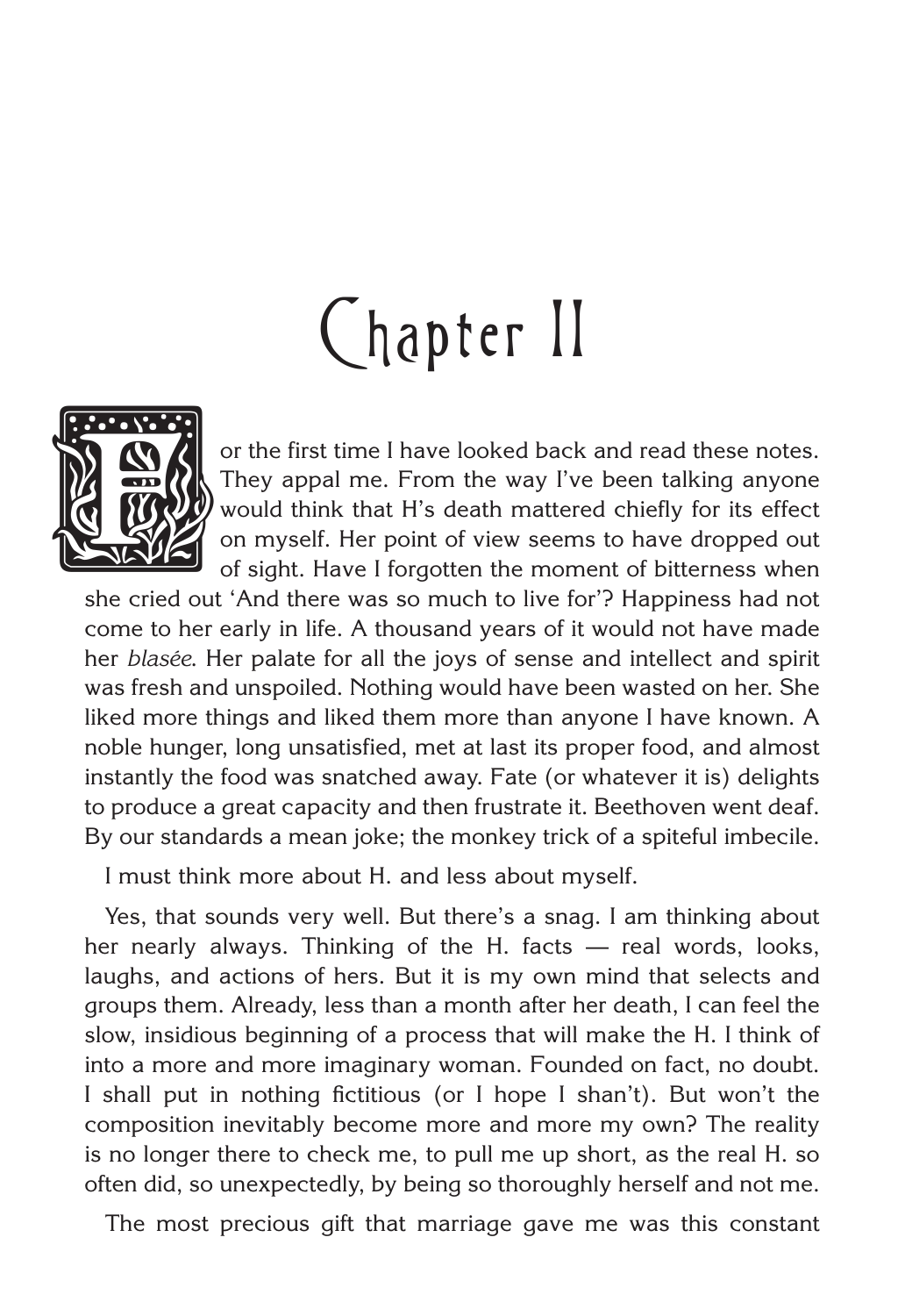# Chapter II

For the first time I have looked back and read these notes. They appal me. From the way I've been talking anyone would think that H's death mattered chiefly for its effect on myself. Her point of view seems to have dropped out of sight. Have I forgotten the moment of bitterness when she cried out 'And there was so much to live for'? Happiness had not come to her early in life. A thousand years of it would not have made her *blasée*. Her palate for all the joys of sense and intellect and spirit was fresh and unspoiled. Nothing would have been wasted on her. She liked more things and liked them more than anyone I have known. A noble hunger, long unsatisfied, met at last its proper food, and almost instantly the food was snatched away. Fate (or whatever it is) delights to produce a great capacity and then frustrate it. Beethoven went deaf. By our standards a mean joke; the monkey trick of a spiteful imbecile.

I must think more about H. and less about myself.

Yes, that sounds very well. But there's a snag. I am thinking about her nearly always. Thinking of the H. facts — real words, looks, laughs, and actions of hers. But it is my own mind that selects and groups them. Already, less than a month after her death, I can feel the slow, insidious beginning of a process that will make the H. I think of into a more and more imaginary woman. Founded on fact, no doubt. I shall put in nothing fictitious (or I hope I shan't). But won't the composition inevitably become more and more my own? The reality is no longer there to check me, to pull me up short, as the real H. so often did, so unexpectedly, by being so thoroughly herself and not me.

The most precious gift that marriage gave me was this constant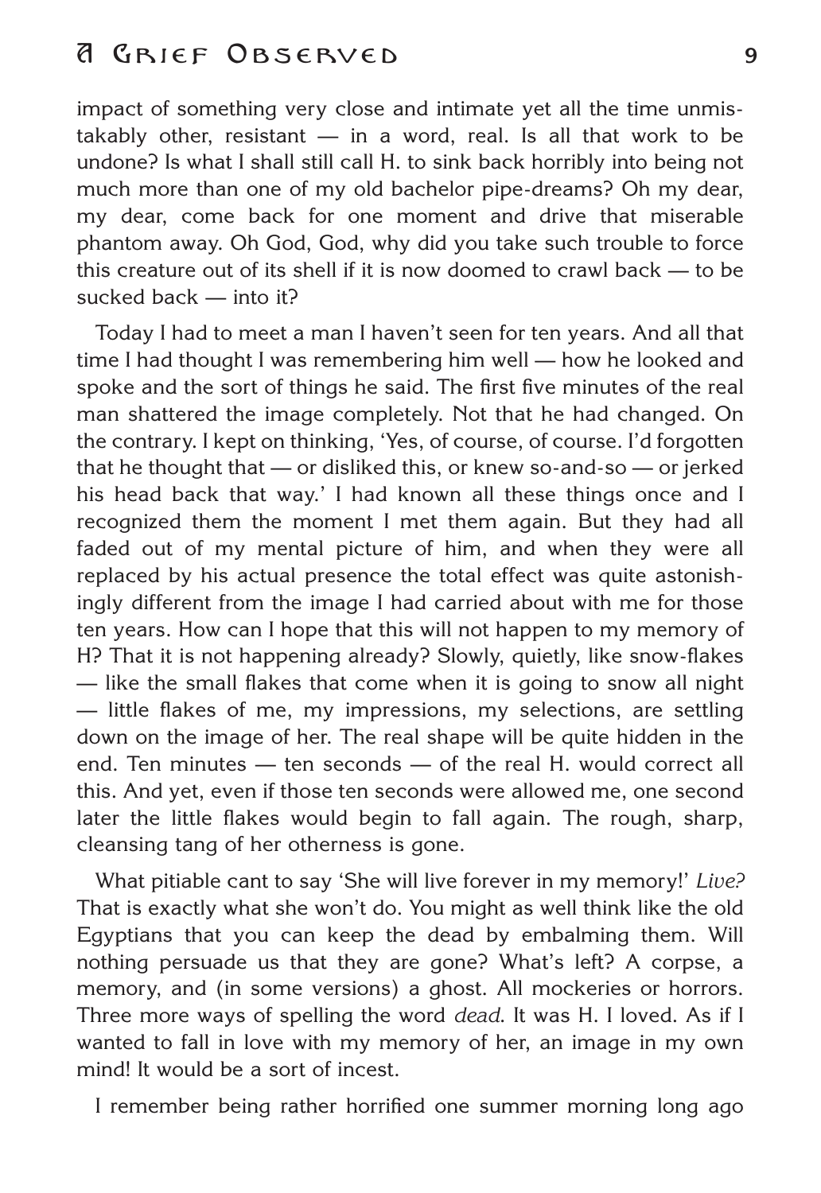impact of something very close and intimate yet all the time unmistakably other, resistant — in a word, real. Is all that work to be undone? Is what I shall still call H. to sink back horribly into being not much more than one of my old bachelor pipe-dreams? Oh my dear, my dear, come back for one moment and drive that miserable phantom away. Oh God, God, why did you take such trouble to force this creature out of its shell if it is now doomed to crawl back — to be sucked back — into it?

Today I had to meet a man I haven't seen for ten years. And all that time I had thought I was remembering him well — how he looked and spoke and the sort of things he said. The first five minutes of the real man shattered the image completely. Not that he had changed. On the contrary. I kept on thinking, 'Yes, of course, of course. I'd forgotten that he thought that — or disliked this, or knew so-and-so — or jerked his head back that way.' I had known all these things once and I recognized them the moment I met them again. But they had all faded out of my mental picture of him, and when they were all replaced by his actual presence the total effect was quite astonishingly different from the image I had carried about with me for those ten years. How can I hope that this will not happen to my memory of H? That it is not happening already? Slowly, quietly, like snow-flakes — like the small flakes that come when it is going to snow all night — little flakes of me, my impressions, my selections, are settling down on the image of her. The real shape will be quite hidden in the end. Ten minutes — ten seconds — of the real H. would correct all this. And yet, even if those ten seconds were allowed me, one second later the little flakes would begin to fall again. The rough, sharp, cleansing tang of her otherness is gone.

What pitiable cant to say 'She will live forever in my memory!' *Live?* That is exactly what she won't do. You might as well think like the old Egyptians that you can keep the dead by embalming them. Will nothing persuade us that they are gone? What's left? A corpse, a memory, and (in some versions) a ghost. All mockeries or horrors. Three more ways of spelling the word *dead*. It was H. I loved. As if I wanted to fall in love with my memory of her, an image in my own mind! It would be a sort of incest.

I remember being rather horrified one summer morning long ago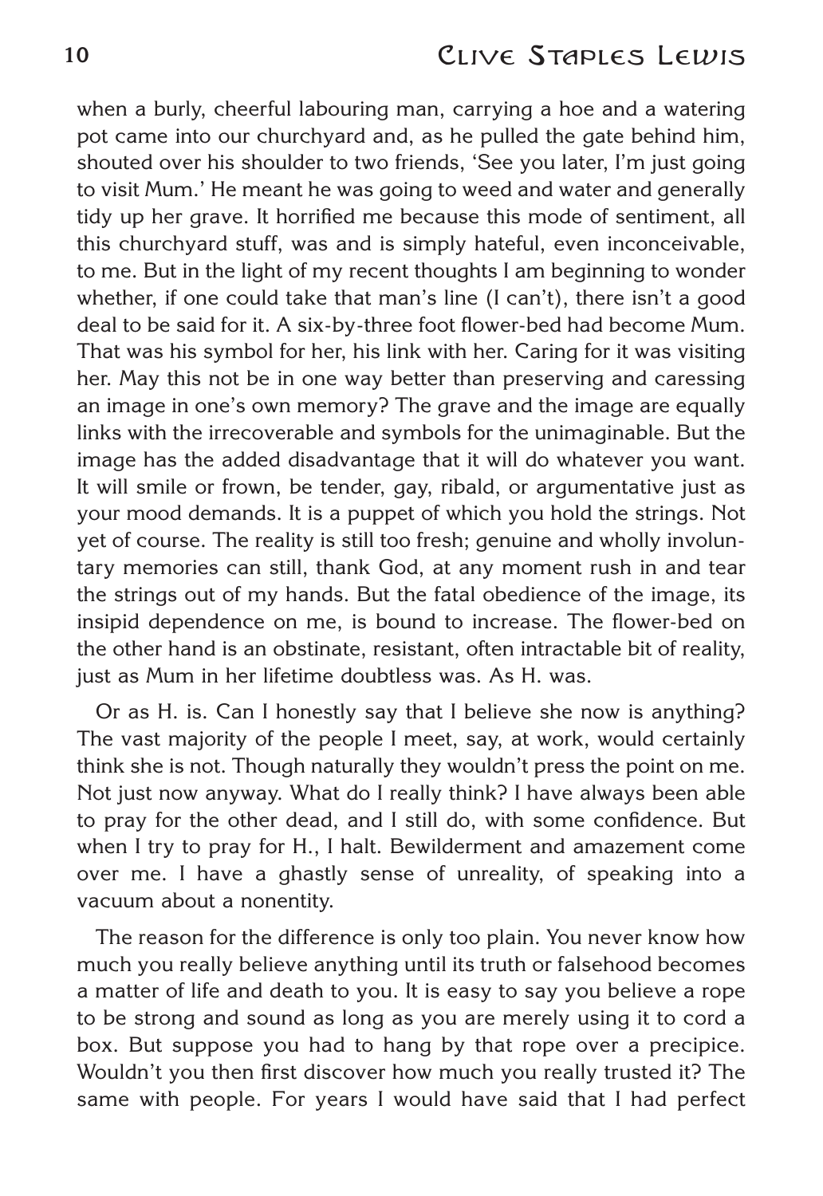when a burly, cheerful labouring man, carrying a hoe and a watering pot came into our churchyard and, as he pulled the gate behind him, shouted over his shoulder to two friends, 'See you later, I'm just going to visit Mum.' He meant he was going to weed and water and generally tidy up her grave. It horrified me because this mode of sentiment, all this churchyard stuff, was and is simply hateful, even inconceivable, to me. But in the light of my recent thoughts I am beginning to wonder whether, if one could take that man's line (I can't), there isn't a good deal to be said for it. A six-by-three foot flower-bed had become Mum. That was his symbol for her, his link with her. Caring for it was visiting her. May this not be in one way better than preserving and caressing an image in one's own memory? The grave and the image are equally links with the irrecoverable and symbols for the unimaginable. But the image has the added disadvantage that it will do whatever you want. It will smile or frown, be tender, gay, ribald, or argumentative just as your mood demands. It is a puppet of which you hold the strings. Not yet of course. The reality is still too fresh; genuine and wholly involuntary memories can still, thank God, at any moment rush in and tear the strings out of my hands. But the fatal obedience of the image, its insipid dependence on me, is bound to increase. The flower-bed on the other hand is an obstinate, resistant, often intractable bit of reality, just as Mum in her lifetime doubtless was. As H. was.

Or as H. is. Can I honestly say that I believe she now is anything? The vast majority of the people I meet, say, at work, would certainly think she is not. Though naturally they wouldn't press the point on me. Not just now anyway. What do I really think? I have always been able to pray for the other dead, and I still do, with some confidence. But when I try to pray for H., I halt. Bewilderment and amazement come over me. I have a ghastly sense of unreality, of speaking into a vacuum about a nonentity.

The reason for the difference is only too plain. You never know how much you really believe anything until its truth or falsehood becomes a matter of life and death to you. It is easy to say you believe a rope to be strong and sound as long as you are merely using it to cord a box. But suppose you had to hang by that rope over a precipice. Wouldn't you then first discover how much you really trusted it? The same with people. For years I would have said that I had perfect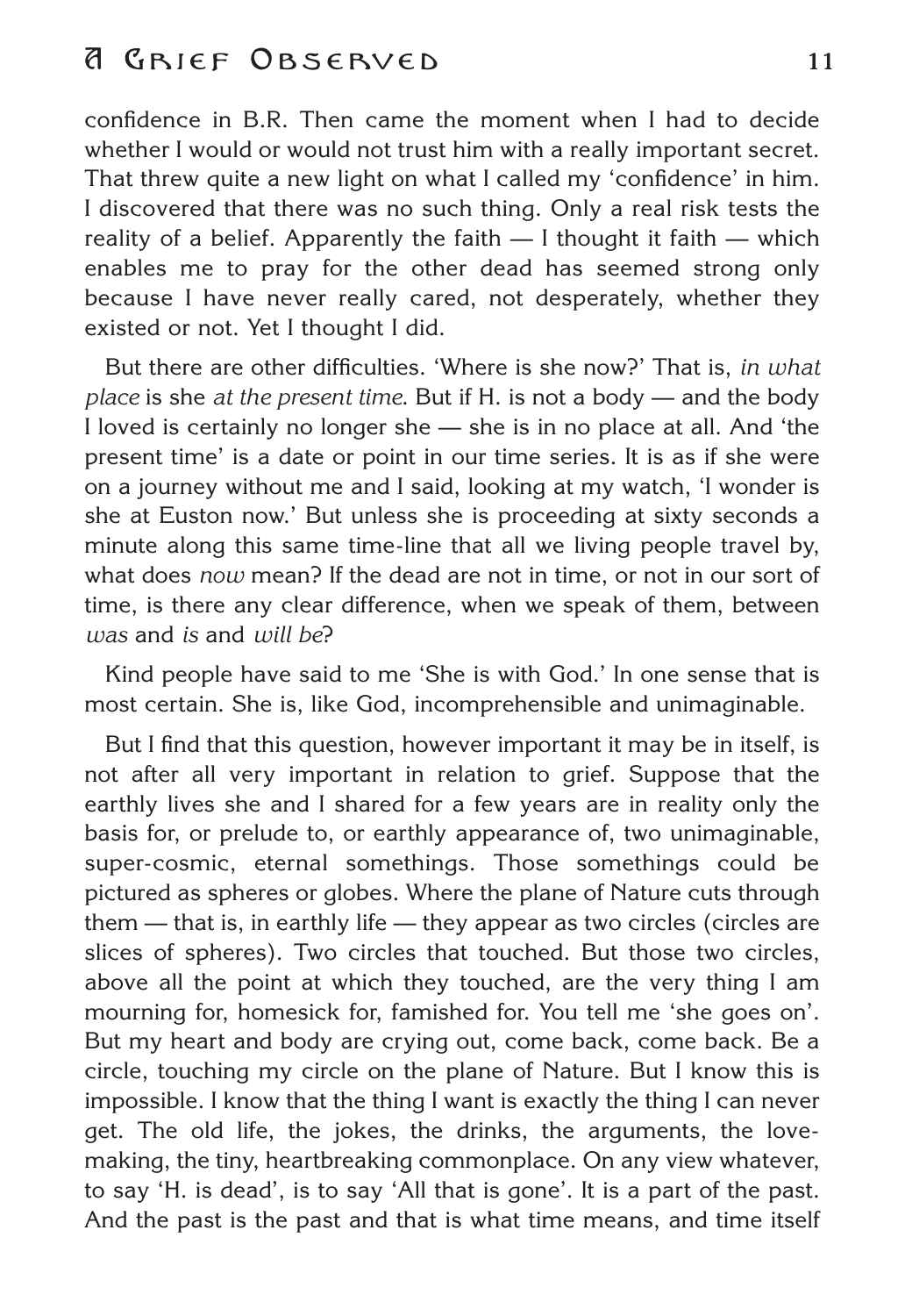confidence in B.R. Then came the moment when I had to decide whether I would or would not trust him with a really important secret. That threw quite a new light on what I called my 'confidence' in him. I discovered that there was no such thing. Only a real risk tests the reality of a belief. Apparently the faith — I thought it faith — which enables me to pray for the other dead has seemed strong only because I have never really cared, not desperately, whether they existed or not. Yet I thought I did.

But there are other difficulties. 'Where is she now?' That is, *in what place* is she *at the present time*. But if H. is not a body — and the body I loved is certainly no longer she — she is in no place at all. And 'the present time' is a date or point in our time series. It is as if she were on a journey without me and I said, looking at my watch, 'I wonder is she at Euston now.' But unless she is proceeding at sixty seconds a minute along this same time-line that all we living people travel by, what does *now* mean? If the dead are not in time, or not in our sort of time, is there any clear difference, when we speak of them, between *was* and *is* and *will be*?

Kind people have said to me 'She is with God.' In one sense that is most certain. She is, like God, incomprehensible and unimaginable.

But I find that this question, however important it may be in itself, is not after all very important in relation to grief. Suppose that the earthly lives she and I shared for a few years are in reality only the basis for, or prelude to, or earthly appearance of, two unimaginable, super-cosmic, eternal somethings. Those somethings could be pictured as spheres or globes. Where the plane of Nature cuts through them — that is, in earthly life — they appear as two circles (circles are slices of spheres). Two circles that touched. But those two circles, above all the point at which they touched, are the very thing I am mourning for, homesick for, famished for. You tell me 'she goes on'. But my heart and body are crying out, come back, come back. Be a circle, touching my circle on the plane of Nature. But I know this is impossible. I know that the thing I want is exactly the thing I can never get. The old life, the jokes, the drinks, the arguments, the love-making, the tiny, heartbreaking commonplace. On any view whatever, to say 'H. is dead', is to say 'All that is gone'. It is a part of the past. And the past is the past and that is what time means, and time itself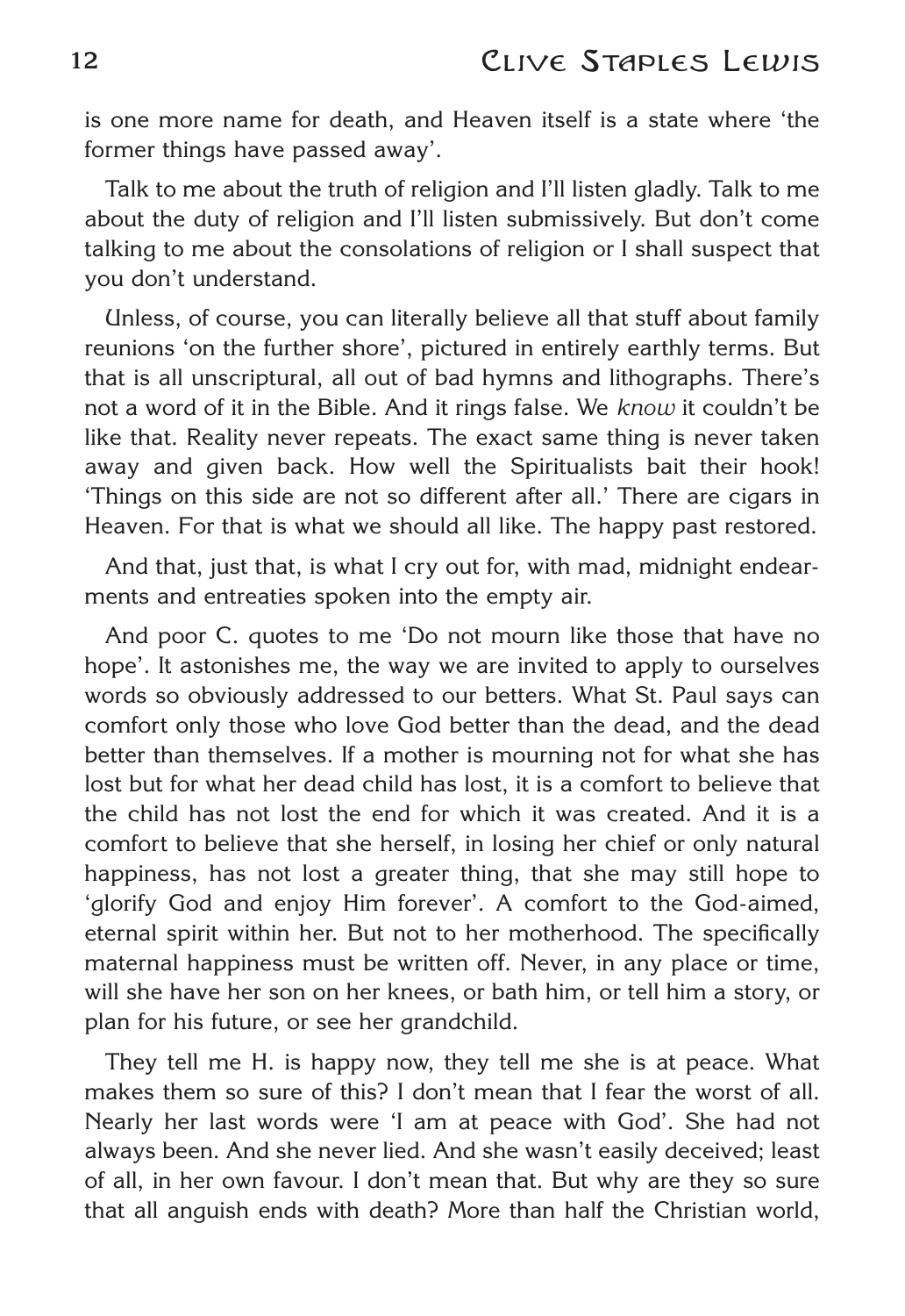is one more name for death, and Heaven itself is a state where 'the former things have passed away'.

Talk to me about the truth of religion and I'll listen gladly. Talk to me about the duty of religion and I'll listen submissively. But don't come talking to me about the consolations of religion or I shall suspect that you don't understand.

Unless, of course, you can literally believe all that stuff about family reunions 'on the further shore', pictured in entirely earthly terms. But that is all unscriptural, all out of bad hymns and lithographs. There's not a word of it in the Bible. And it rings false. We *know* it couldn't be like that. Reality never repeats. The exact same thing is never taken away and given back. How well the Spiritualists bait their hook! 'Things on this side are not so different after all.' There are cigars in Heaven. For that is what we should all like. The happy past restored.

And that, just that, is what I cry out for, with mad, midnight endearments and entreaties spoken into the empty air.

And poor C. quotes to me 'Do not mourn like those that have no hope'. It astonishes me, the way we are invited to apply to ourselves words so obviously addressed to our betters. What St. Paul says can comfort only those who love God better than the dead, and the dead better than themselves. If a mother is mourning not for what she has lost but for what her dead child has lost, it is a comfort to believe that the child has not lost the end for which it was created. And it is a comfort to believe that she herself, in losing her chief or only natural happiness, has not lost a greater thing, that she may still hope to 'glorify God and enjoy Him forever'. A comfort to the God-aimed, eternal spirit within her. But not to her motherhood. The specifically maternal happiness must be written off. Never, in any place or time, will she have her son on her knees, or bath him, or tell him a story, or plan for his future, or see her grandchild.

They tell me H. is happy now, they tell me she is at peace. What makes them so sure of this? I don't mean that I fear the worst of all. Nearly her last words were 'I am at peace with God'. She had not always been. And she never lied. And she wasn't easily deceived; least of all, in her own favour. I don't mean that. But why are they so sure that all anguish ends with death? More than half the Christian world,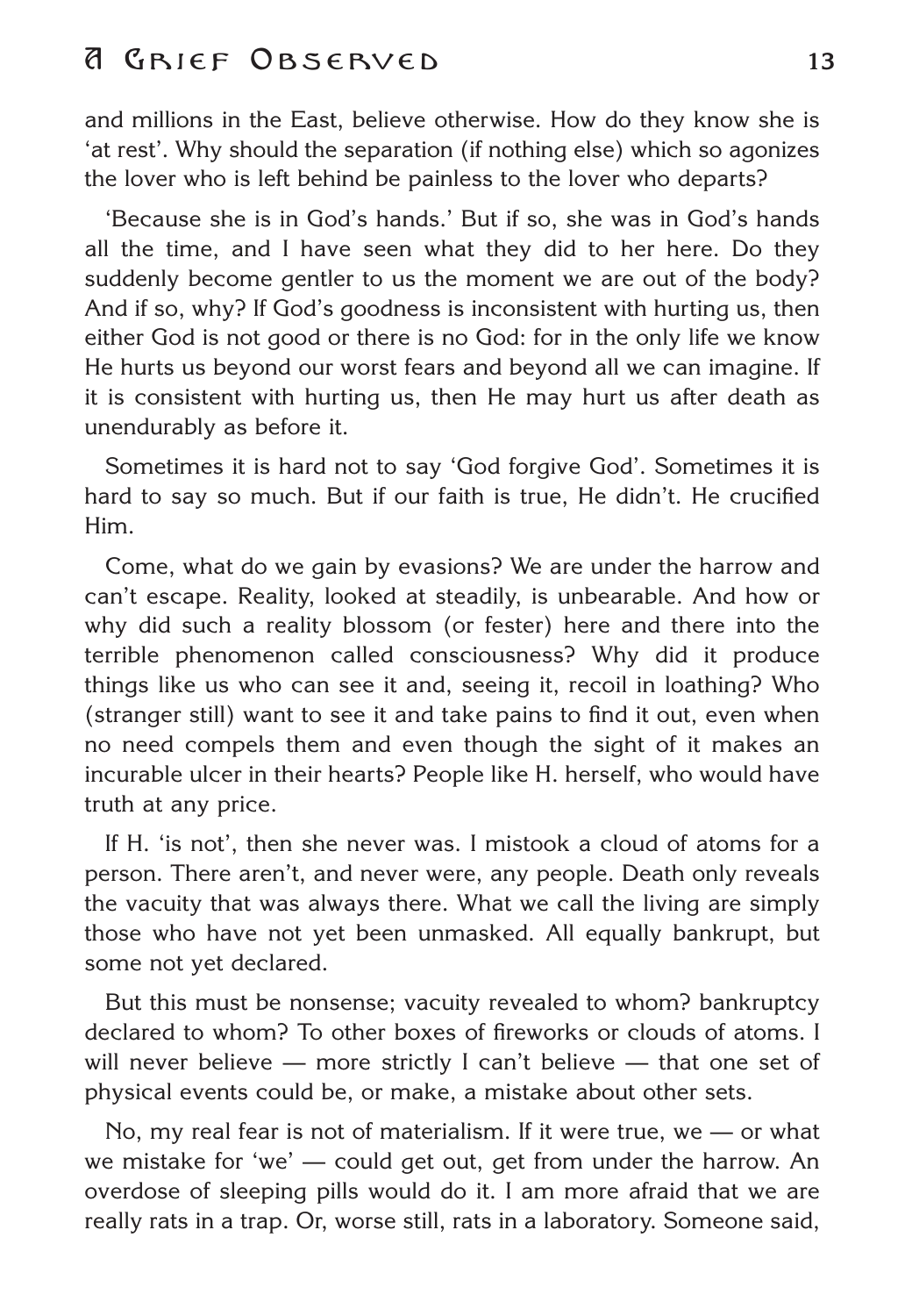and millions in the East, believe otherwise. How do they know she is 'at rest'. Why should the separation (if nothing else) which so agonizes the lover who is left behind be painless to the lover who departs?

'Because she is in God's hands.' But if so, she was in God's hands all the time, and I have seen what they did to her here. Do they suddenly become gentler to us the moment we are out of the body? And if so, why? If God's goodness is inconsistent with hurting us, then either God is not good or there is no God: for in the only life we know He hurts us beyond our worst fears and beyond all we can imagine. If it is consistent with hurting us, then He may hurt us after death as unendurably as before it.

Sometimes it is hard not to say 'God forgive God'. Sometimes it is hard to say so much. But if our faith is true, He didn't. He crucified Him.

Come, what do we gain by evasions? We are under the harrow and can't escape. Reality, looked at steadily, is unbearable. And how or why did such a reality blossom (or fester) here and there into the terrible phenomenon called consciousness? Why did it produce things like us who can see it and, seeing it, recoil in loathing? Who (stranger still) want to see it and take pains to find it out, even when no need compels them and even though the sight of it makes an incurable ulcer in their hearts? People like H. herself, who would have truth at any price.

If H. 'is not', then she never was. I mistook a cloud of atoms for a person. There aren't, and never were, any people. Death only reveals the vacuity that was always there. What we call the living are simply those who have not yet been unmasked. All equally bankrupt, but some not yet declared.

But this must be nonsense; vacuity revealed to whom? bankruptcy declared to whom? To other boxes of fireworks or clouds of atoms. I will never believe — more strictly I can't believe — that one set of physical events could be, or make, a mistake about other sets.

No, my real fear is not of materialism. If it were true, we — or what we mistake for 'we' — could get out, get from under the harrow. An overdose of sleeping pills would do it. I am more afraid that we are really rats in a trap. Or, worse still, rats in a laboratory. Someone said,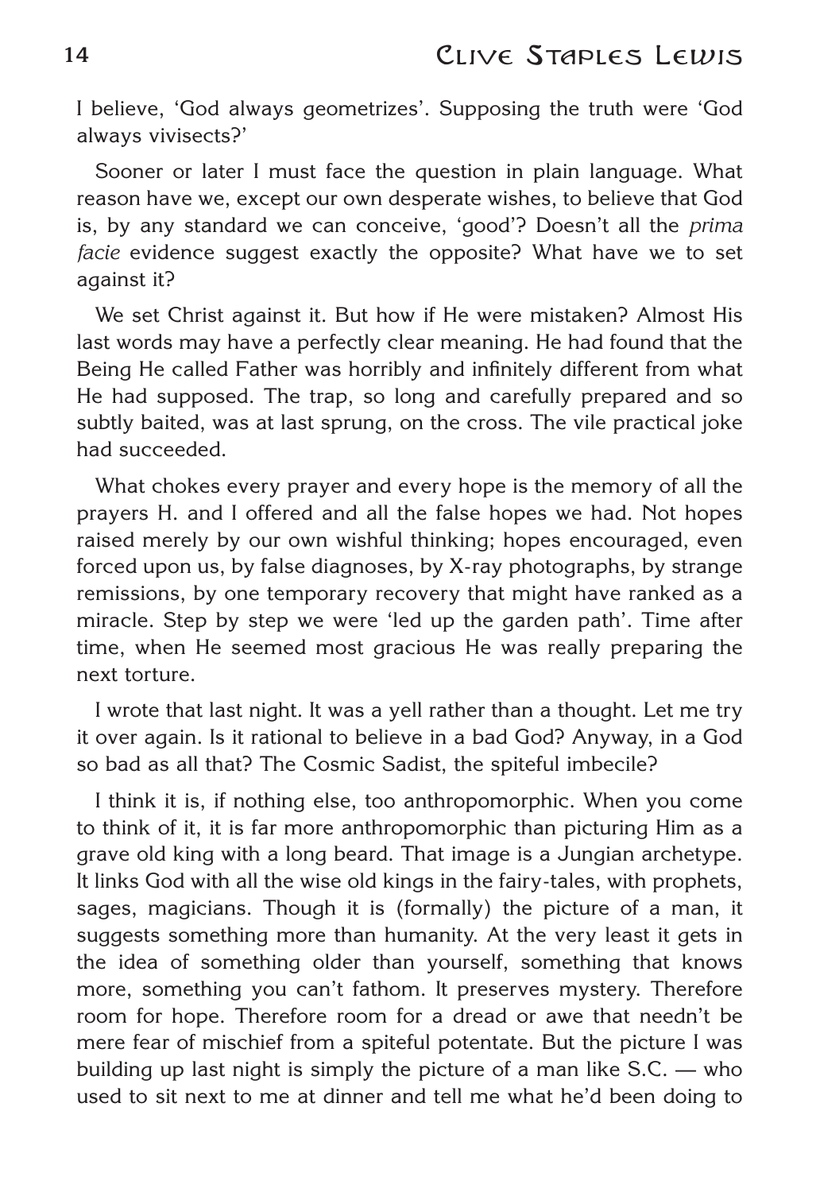I believe, 'God always geometrizes'. Supposing the truth were 'God always vivisects?'

Sooner or later I must face the question in plain language. What reason have we, except our own desperate wishes, to believe that God is, by any standard we can conceive, 'good'? Doesn't all the *prima facie* evidence suggest exactly the opposite? What have we to set against it?

We set Christ against it. But how if He were mistaken? Almost His last words may have a perfectly clear meaning. He had found that the Being He called Father was horribly and infinitely different from what He had supposed. The trap, so long and carefully prepared and so subtly baited, was at last sprung, on the cross. The vile practical joke had succeeded.

What chokes every prayer and every hope is the memory of all the prayers H. and I offered and all the false hopes we had. Not hopes raised merely by our own wishful thinking; hopes encouraged, even forced upon us, by false diagnoses, by X-ray photographs, by strange remissions, by one temporary recovery that might have ranked as a miracle. Step by step we were 'led up the garden path'. Time after time, when He seemed most gracious He was really preparing the next torture.

I wrote that last night. It was a yell rather than a thought. Let me try it over again. Is it rational to believe in a bad God? Anyway, in a God so bad as all that? The Cosmic Sadist, the spiteful imbecile?

I think it is, if nothing else, too anthropomorphic. When you come to think of it, it is far more anthropomorphic than picturing Him as a grave old king with a long beard. That image is a Jungian archetype. It links God with all the wise old kings in the fairy-tales, with prophets, sages, magicians. Though it is (formally) the picture of a man, it suggests something more than humanity. At the very least it gets in the idea of something older than yourself, something that knows more, something you can't fathom. It preserves mystery. Therefore room for hope. Therefore room for a dread or awe that needn't be mere fear of mischief from a spiteful potentate. But the picture I was building up last night is simply the picture of a man like S.C. — who used to sit next to me at dinner and tell me what he'd been doing to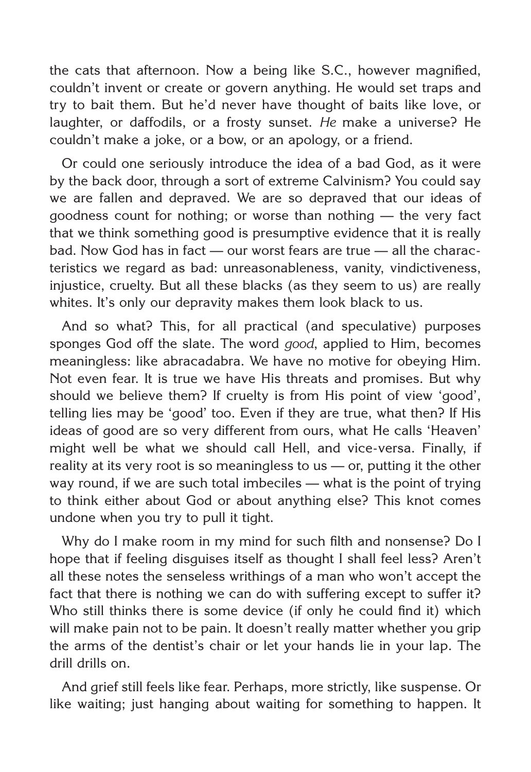the cats that afternoon. Now a being like S.C., however magnified, couldn't invent or create or govern anything. He would set traps and try to bait them. But he'd never have thought of baits like love, or laughter, or daffodils, or a frosty sunset. *He* make a universe? He couldn't make a joke, or a bow, or an apology, or a friend.

Or could one seriously introduce the idea of a bad God, as it were by the back door, through a sort of extreme Calvinism? You could say we are fallen and depraved. We are so depraved that our ideas of goodness count for nothing; or worse than nothing — the very fact that we think something good is presumptive evidence that it is really bad. Now God has in fact — our worst fears are true — all the characteristics we regard as bad: unreasonableness, vanity, vindictiveness, injustice, cruelty. But all these blacks (as they seem to us) are really whites. It's only our depravity makes them look black to us.

And so what? This, for all practical (and speculative) purposes sponges God off the slate. The word *good*, applied to Him, becomes meaningless: like abracadabra. We have no motive for obeying Him. Not even fear. It is true we have His threats and promises. But why should we believe them? If cruelty is from His point of view 'good', telling lies may be 'good' too. Even if they are true, what then? If His ideas of good are so very different from ours, what He calls 'Heaven' might well be what we should call Hell, and vice-versa. Finally, if reality at its very root is so meaningless to us — or, putting it the other way round, if we are such total imbeciles — what is the point of trying to think either about God or about anything else? This knot comes undone when you try to pull it tight.

Why do I make room in my mind for such filth and nonsense? Do I hope that if feeling disguises itself as thought I shall feel less? Aren't all these notes the senseless writhings of a man who won't accept the fact that there is nothing we can do with suffering except to suffer it? Who still thinks there is some device (if only he could find it) which will make pain not to be pain. It doesn't really matter whether you grip the arms of the dentist's chair or let your hands lie in your lap. The drill drills on.

And grief still feels like fear. Perhaps, more strictly, like suspense. Or like waiting; just hanging about waiting for something to happen. It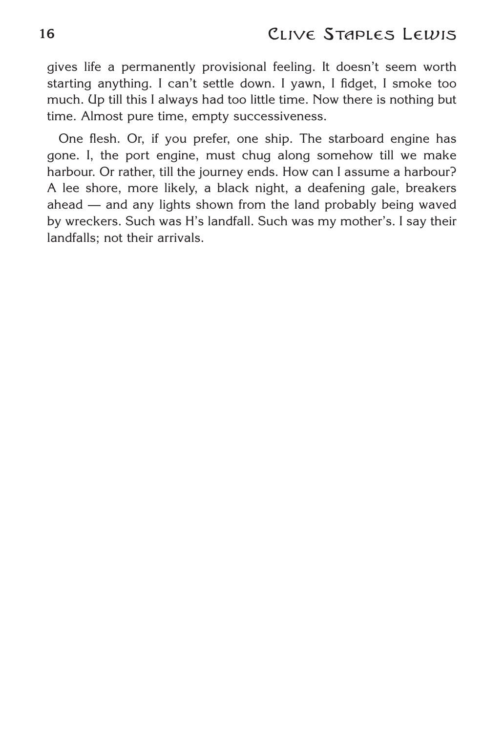gives life a permanently provisional feeling. It doesn't seem worth starting anything. I can't settle down. I yawn, I fidget, I smoke too much. Up till this I always had too little time. Now there is nothing but time. Almost pure time, empty successiveness.

One flesh. Or, if you prefer, one ship. The starboard engine has gone. I, the port engine, must chug along somehow till we make harbour. Or rather, till the journey ends. How can I assume a harbour? A lee shore, more likely, a black night, a deafening gale, breakers ahead — and any lights shown from the land probably being waved by wreckers. Such was H's landfall. Such was my mother's. I say their landfalls; not their arrivals.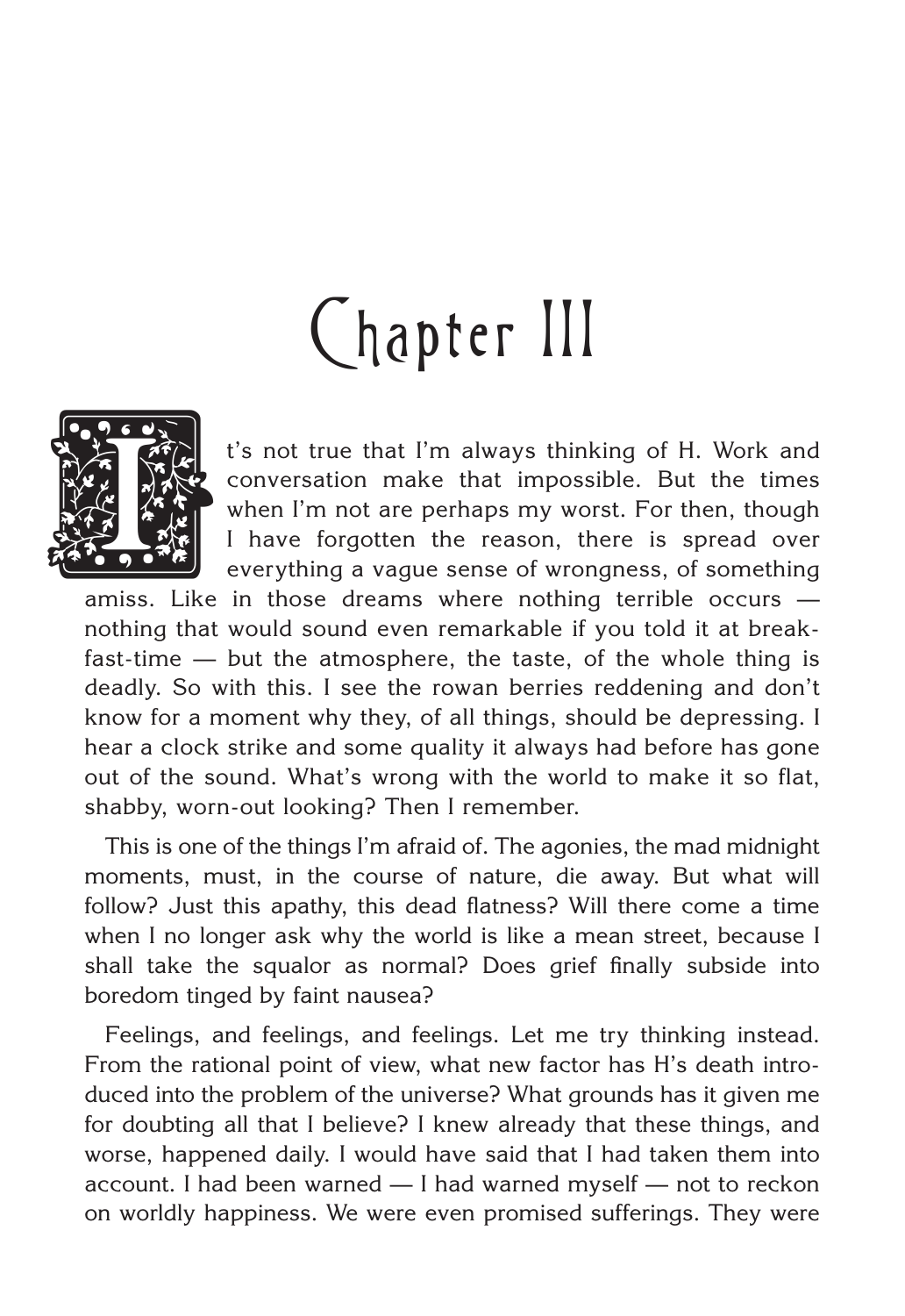# Chapter III

It's not true that I'm always thinking of H. Work and conversation make that impossible. But the times when I'm not are perhaps my worst. For then, though I have forgotten the reason, there is spread over everything a vague sense of wrongness, of something amiss. Like in those dreams where nothing terrible occurs — nothing that would sound even remarkable if you told it at breakfast-time — but the atmosphere, the taste, of the whole thing is deadly. So with this. I see the rowan berries reddening and don't know for a moment why they, of all things, should be depressing. I hear a clock strike and some quality it always had before has gone out of the sound. What's wrong with the world to make it so flat, shabby, worn-out looking? Then I remember.

This is one of the things I'm afraid of. The agonies, the mad midnight moments, must, in the course of nature, die away. But what will follow? Just this apathy, this dead flatness? Will there come a time when I no longer ask why the world is like a mean street, because I shall take the squalor as normal? Does grief finally subside into boredom tinged by faint nausea?

Feelings, and feelings, and feelings. Let me try thinking instead. From the rational point of view, what new factor has H's death introduced into the problem of the universe? What grounds has it given me for doubting all that I believe? I knew already that these things, and worse, happened daily. I would have said that I had taken them into account. I had been warned — I had warned myself — not to reckon on worldly happiness. We were even promised sufferings. They were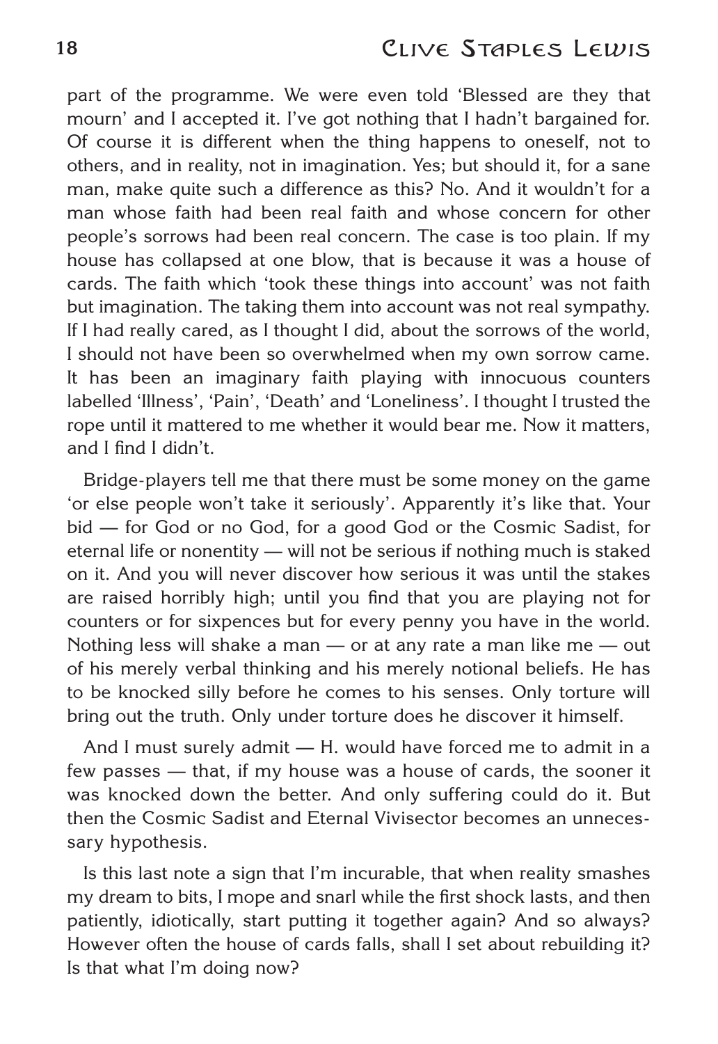part of the programme. We were even told 'Blessed are they that mourn' and I accepted it. I've got nothing that I hadn't bargained for. Of course it is different when the thing happens to oneself, not to others, and in reality, not in imagination. Yes; but should it, for a sane man, make quite such a difference as this? No. And it wouldn't for a man whose faith had been real faith and whose concern for other people's sorrows had been real concern. The case is too plain. If my house has collapsed at one blow, that is because it was a house of cards. The faith which 'took these things into account' was not faith but imagination. The taking them into account was not real sympathy. If I had really cared, as I thought I did, about the sorrows of the world, I should not have been so overwhelmed when my own sorrow came. It has been an imaginary faith playing with innocuous counters labelled 'Illness', 'Pain', 'Death' and 'Loneliness'. I thought I trusted the rope until it mattered to me whether it would bear me. Now it matters, and I find I didn't.

Bridge-players tell me that there must be some money on the game 'or else people won't take it seriously'. Apparently it's like that. Your bid — for God or no God, for a good God or the Cosmic Sadist, for eternal life or nonentity — will not be serious if nothing much is staked on it. And you will never discover how serious it was until the stakes are raised horribly high; until you find that you are playing not for counters or for sixpences but for every penny you have in the world. Nothing less will shake a man — or at any rate a man like me — out of his merely verbal thinking and his merely notional beliefs. He has to be knocked silly before he comes to his senses. Only torture will bring out the truth. Only under torture does he discover it himself.

And I must surely admit — H. would have forced me to admit in a few passes — that, if my house was a house of cards, the sooner it was knocked down the better. And only suffering could do it. But then the Cosmic Sadist and Eternal Vivisector becomes an unnecessary hypothesis.

Is this last note a sign that I'm incurable, that when reality smashes my dream to bits, I mope and snarl while the first shock lasts, and then patiently, idiotically, start putting it together again? And so always? However often the house of cards falls, shall I set about rebuilding it? Is that what I'm doing now?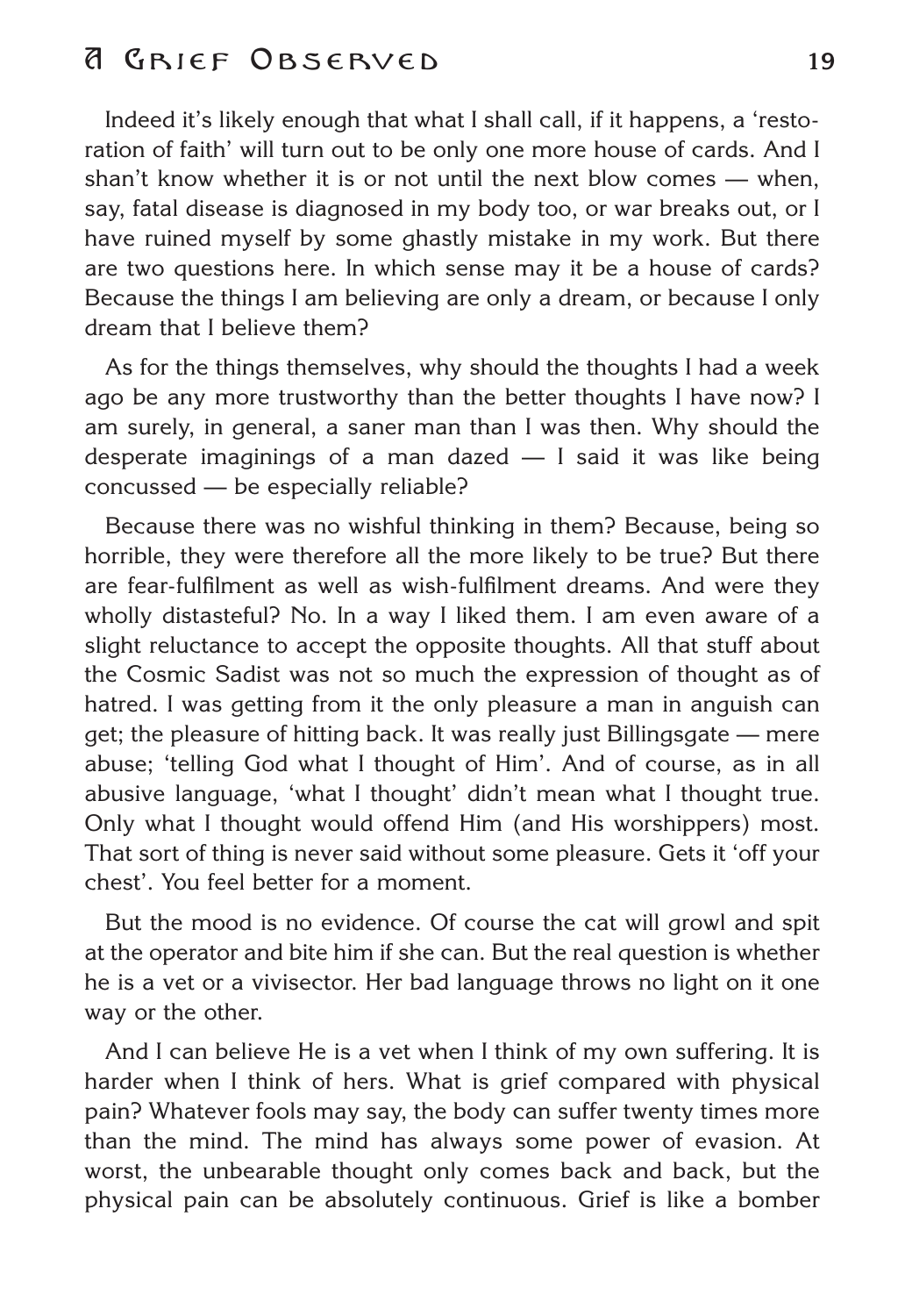Indeed it's likely enough that what I shall call, if it happens, a 'restoration of faith' will turn out to be only one more house of cards. And I shan't know whether it is or not until the next blow comes — when, say, fatal disease is diagnosed in my body too, or war breaks out, or I have ruined myself by some ghastly mistake in my work. But there are two questions here. In which sense may it be a house of cards? Because the things I am believing are only a dream, or because I only dream that I believe them?

As for the things themselves, why should the thoughts I had a week ago be any more trustworthy than the better thoughts I have now? I am surely, in general, a saner man than I was then. Why should the desperate imaginings of a man dazed — I said it was like being concussed — be especially reliable?

Because there was no wishful thinking in them? Because, being so horrible, they were therefore all the more likely to be true? But there are fear-fulfilment as well as wish-fulfilment dreams. And were they wholly distasteful? No. In a way I liked them. I am even aware of a slight reluctance to accept the opposite thoughts. All that stuff about the Cosmic Sadist was not so much the expression of thought as of hatred. I was getting from it the only pleasure a man in anguish can get; the pleasure of hitting back. It was really just Billingsgate — mere abuse; 'telling God what I thought of Him'. And of course, as in all abusive language, 'what I thought' didn't mean what I thought true. Only what I thought would offend Him (and His worshippers) most. That sort of thing is never said without some pleasure. Gets it 'off your chest'. You feel better for a moment.

But the mood is no evidence. Of course the cat will growl and spit at the operator and bite him if she can. But the real question is whether he is a vet or a vivisector. Her bad language throws no light on it one way or the other.

And I can believe He is a vet when I think of my own suffering. It is harder when I think of hers. What is grief compared with physical pain? Whatever fools may say, the body can suffer twenty times more than the mind. The mind has always some power of evasion. At worst, the unbearable thought only comes back and back, but the physical pain can be absolutely continuous. Grief is like a bomber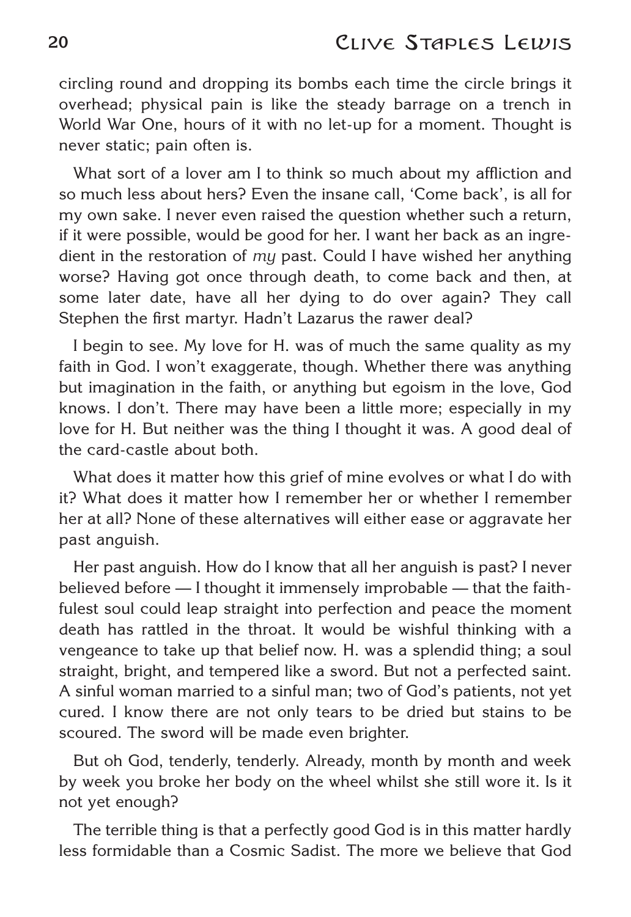circling round and dropping its bombs each time the circle brings it overhead; physical pain is like the steady barrage on a trench in World War One, hours of it with no let-up for a moment. Thought is never static; pain often is.

What sort of a lover am I to think so much about my affliction and so much less about hers? Even the insane call, 'Come back', is all for my own sake. I never even raised the question whether such a return, if it were possible, would be good for her. I want her back as an ingredient in the restoration of *my* past. Could I have wished her anything worse? Having got once through death, to come back and then, at some later date, have all her dying to do over again? They call Stephen the first martyr. Hadn't Lazarus the rawer deal?

I begin to see. My love for H. was of much the same quality as my faith in God. I won't exaggerate, though. Whether there was anything but imagination in the faith, or anything but egoism in the love, God knows. I don't. There may have been a little more; especially in my love for H. But neither was the thing I thought it was. A good deal of the card-castle about both.

What does it matter how this grief of mine evolves or what I do with it? What does it matter how I remember her or whether I remember her at all? None of these alternatives will either ease or aggravate her past anguish.

Her past anguish. How do I know that all her anguish is past? I never believed before — I thought it immensely improbable — that the faithfulest soul could leap straight into perfection and peace the moment death has rattled in the throat. It would be wishful thinking with a vengeance to take up that belief now. H. was a splendid thing; a soul straight, bright, and tempered like a sword. But not a perfected saint. A sinful woman married to a sinful man; two of God's patients, not yet cured. I know there are not only tears to be dried but stains to be scoured. The sword will be made even brighter.

But oh God, tenderly, tenderly. Already, month by month and week by week you broke her body on the wheel whilst she still wore it. Is it not yet enough?

The terrible thing is that a perfectly good God is in this matter hardly less formidable than a Cosmic Sadist. The more we believe that God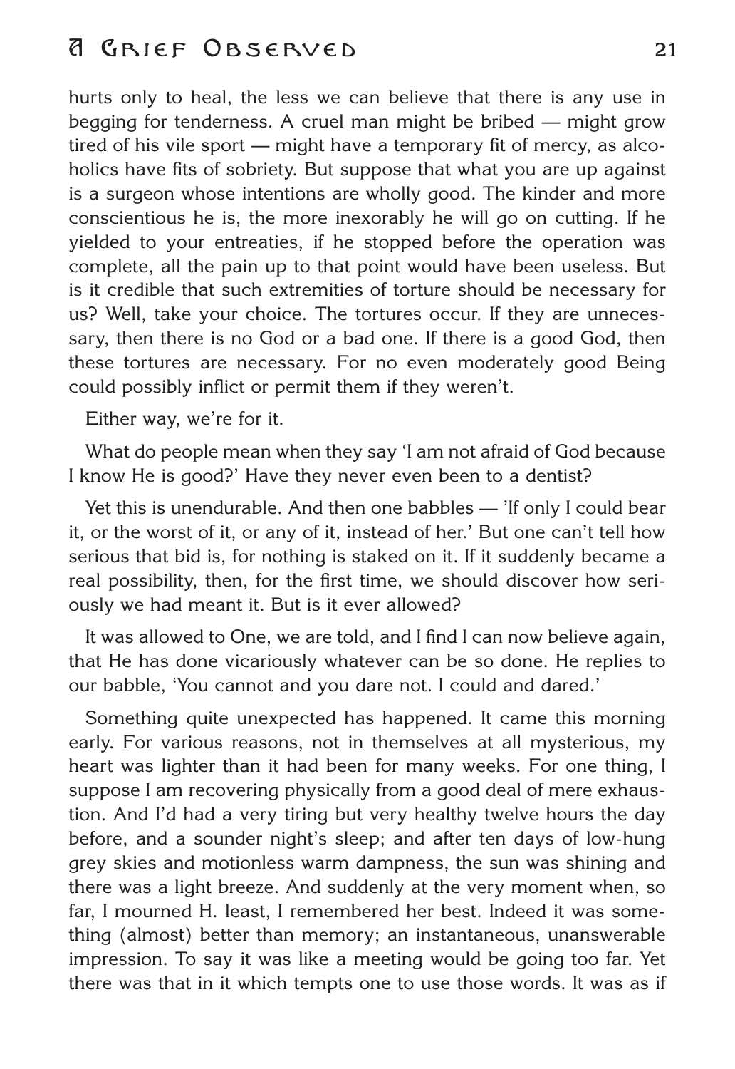hurts only to heal, the less we can believe that there is any use in begging for tenderness. A cruel man might be bribed — might grow tired of his vile sport — might have a temporary fit of mercy, as alcoholics have fits of sobriety. But suppose that what you are up against is a surgeon whose intentions are wholly good. The kinder and more conscientious he is, the more inexorably he will go on cutting. If he yielded to your entreaties, if he stopped before the operation was complete, all the pain up to that point would have been useless. But is it credible that such extremities of torture should be necessary for us? Well, take your choice. The tortures occur. If they are unnecessary, then there is no God or a bad one. If there is a good God, then these tortures are necessary. For no even moderately good Being could possibly inflict or permit them if they weren't.

Either way, we're for it.

What do people mean when they say 'I am not afraid of God because I know He is good?' Have they never even been to a dentist?

Yet this is unendurable. And then one babbles — 'If only I could bear it, or the worst of it, or any of it, instead of her.' But one can't tell how serious that bid is, for nothing is staked on it. If it suddenly became a real possibility, then, for the first time, we should discover how seriously we had meant it. But is it ever allowed?

It was allowed to One, we are told, and I find I can now believe again, that He has done vicariously whatever can be so done. He replies to our babble, 'You cannot and you dare not. I could and dared.'

Something quite unexpected has happened. It came this morning early. For various reasons, not in themselves at all mysterious, my heart was lighter than it had been for many weeks. For one thing, I suppose I am recovering physically from a good deal of mere exhaustion. And I'd had a very tiring but very healthy twelve hours the day before, and a sounder night's sleep; and after ten days of low-hung grey skies and motionless warm dampness, the sun was shining and there was a light breeze. And suddenly at the very moment when, so far, I mourned H. least, I remembered her best. Indeed it was something (almost) better than memory; an instantaneous, unanswerable impression. To say it was like a meeting would be going too far. Yet there was that in it which tempts one to use those words. It was as if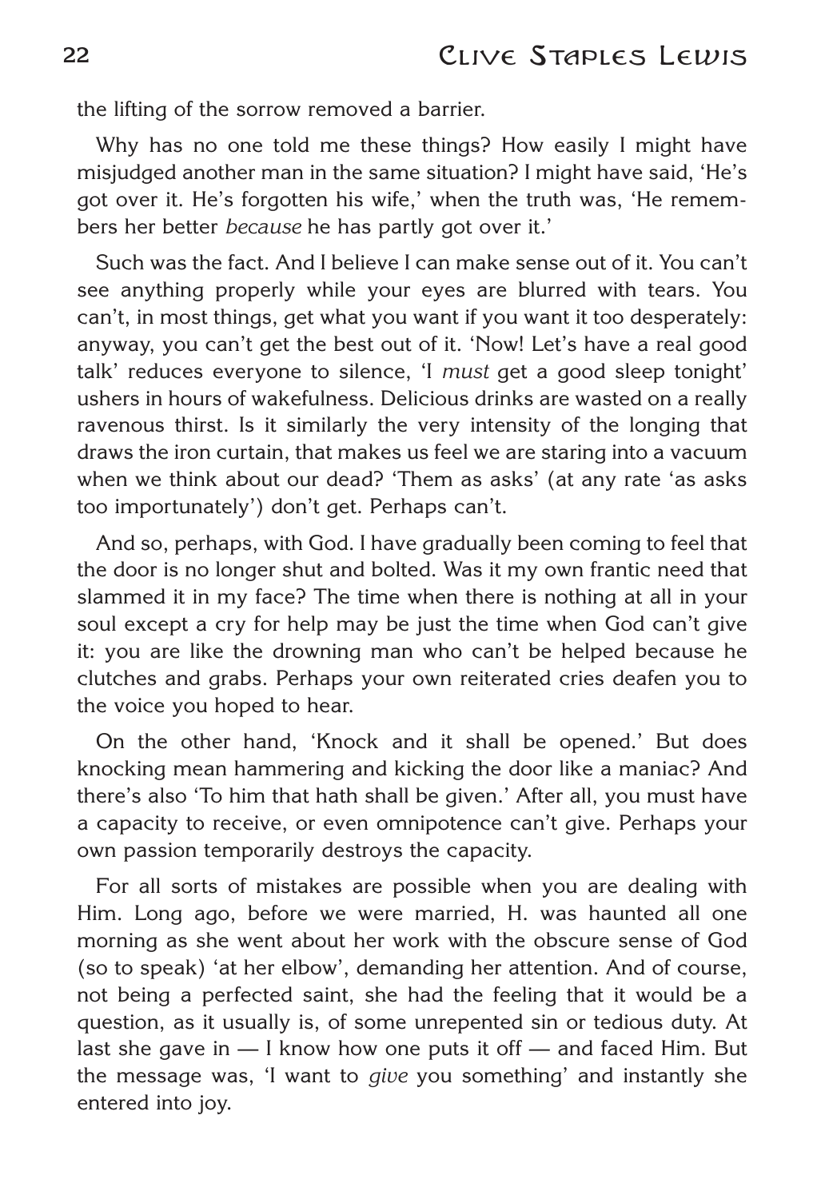the lifting of the sorrow removed a barrier.

Why has no one told me these things? How easily I might have misjudged another man in the same situation? I might have said, 'He's got over it. He's forgotten his wife,' when the truth was, 'He remembers her better *because* he has partly got over it.'

Such was the fact. And I believe I can make sense out of it. You can't see anything properly while your eyes are blurred with tears. You can't, in most things, get what you want if you want it too desperately: anyway, you can't get the best out of it. 'Now! Let's have a real good talk' reduces everyone to silence, 'I *must* get a good sleep tonight' ushers in hours of wakefulness. Delicious drinks are wasted on a really ravenous thirst. Is it similarly the very intensity of the longing that draws the iron curtain, that makes us feel we are staring into a vacuum when we think about our dead? 'Them as asks' (at any rate 'as asks too importunately') don't get. Perhaps can't.

And so, perhaps, with God. I have gradually been coming to feel that the door is no longer shut and bolted. Was it my own frantic need that slammed it in my face? The time when there is nothing at all in your soul except a cry for help may be just the time when God can't give it: you are like the drowning man who can't be helped because he clutches and grabs. Perhaps your own reiterated cries deafen you to the voice you hoped to hear.

On the other hand, 'Knock and it shall be opened.' But does knocking mean hammering and kicking the door like a maniac? And there's also 'To him that hath shall be given.' After all, you must have a capacity to receive, or even omnipotence can't give. Perhaps your own passion temporarily destroys the capacity.

For all sorts of mistakes are possible when you are dealing with Him. Long ago, before we were married, H. was haunted all one morning as she went about her work with the obscure sense of God (so to speak) 'at her elbow', demanding her attention. And of course, not being a perfected saint, she had the feeling that it would be a question, as it usually is, of some unrepented sin or tedious duty. At last she gave in — I know how one puts it off — and faced Him. But the message was, 'I want to *give* you something' and instantly she entered into joy.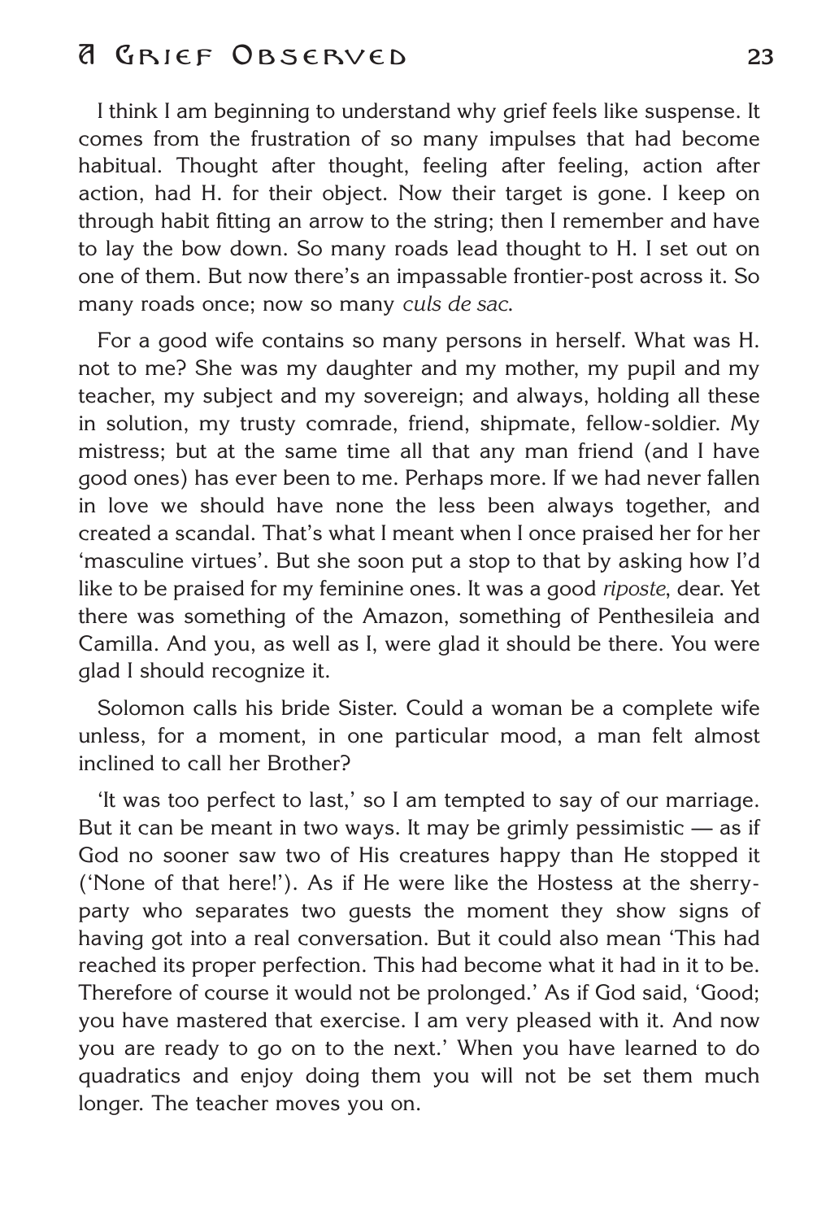I think I am beginning to understand why grief feels like suspense. It comes from the frustration of so many impulses that had become habitual. Thought after thought, feeling after feeling, action after action, had H. for their object. Now their target is gone. I keep on through habit fitting an arrow to the string; then I remember and have to lay the bow down. So many roads lead thought to H. I set out on one of them. But now there's an impassable frontier-post across it. So many roads once; now so many *culs de sac*.

For a good wife contains so many persons in herself. What was H. not to me? She was my daughter and my mother, my pupil and my teacher, my subject and my sovereign; and always, holding all these in solution, my trusty comrade, friend, shipmate, fellow-soldier. My mistress; but at the same time all that any man friend (and I have good ones) has ever been to me. Perhaps more. If we had never fallen in love we should have none the less been always together, and created a scandal. That's what I meant when I once praised her for her 'masculine virtues'. But she soon put a stop to that by asking how I'd like to be praised for my feminine ones. It was a good *riposte*, dear. Yet there was something of the Amazon, something of Penthesileia and Camilla. And you, as well as I, were glad it should be there. You were glad I should recognize it.

Solomon calls his bride Sister. Could a woman be a complete wife unless, for a moment, in one particular mood, a man felt almost inclined to call her Brother?

'It was too perfect to last,' so I am tempted to say of our marriage. But it can be meant in two ways. It may be grimly pessimistic — as if God no sooner saw two of His creatures happy than He stopped it ('None of that here!'). As if He were like the Hostess at the sherry-party who separates two guests the moment they show signs of having got into a real conversation. But it could also mean 'This had reached its proper perfection. This had become what it had in it to be. Therefore of course it would not be prolonged.' As if God said, 'Good; you have mastered that exercise. I am very pleased with it. And now you are ready to go on to the next.' When you have learned to do quadratics and enjoy doing them you will not be set them much longer. The teacher moves you on.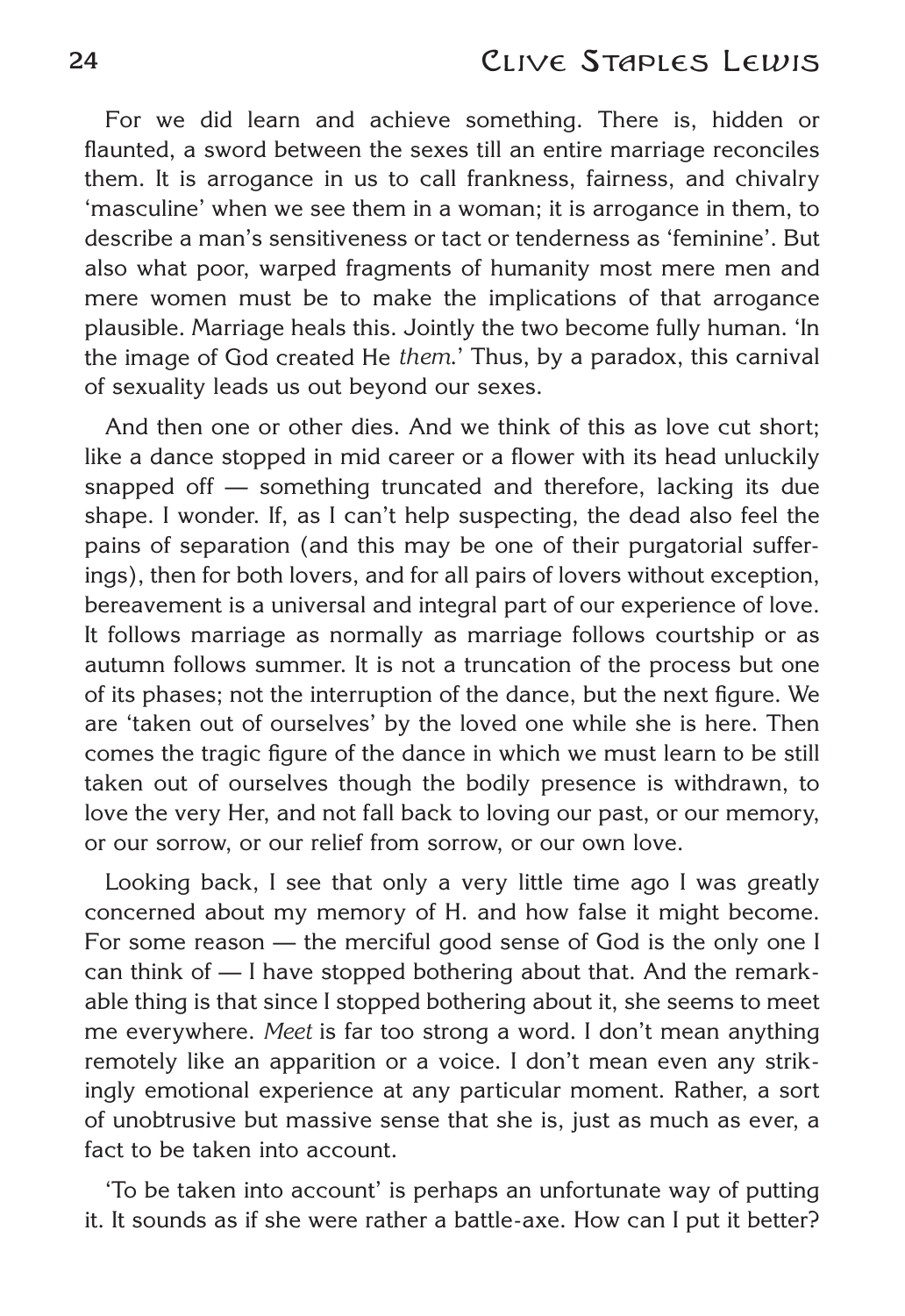For we did learn and achieve something. There is, hidden or flaunted, a sword between the sexes till an entire marriage reconciles them. It is arrogance in us to call frankness, fairness, and chivalry 'masculine' when we see them in a woman; it is arrogance in them, to describe a man's sensitiveness or tact or tenderness as 'feminine'. But also what poor, warped fragments of humanity most mere men and mere women must be to make the implications of that arrogance plausible. Marriage heals this. Jointly the two become fully human. 'In the image of God created He *them*.' Thus, by a paradox, this carnival of sexuality leads us out beyond our sexes.

And then one or other dies. And we think of this as love cut short; like a dance stopped in mid career or a flower with its head unluckily snapped off — something truncated and therefore, lacking its due shape. I wonder. If, as I can't help suspecting, the dead also feel the pains of separation (and this may be one of their purgatorial sufferings), then for both lovers, and for all pairs of lovers without exception, bereavement is a universal and integral part of our experience of love. It follows marriage as normally as marriage follows courtship or as autumn follows summer. It is not a truncation of the process but one of its phases; not the interruption of the dance, but the next figure. We are 'taken out of ourselves' by the loved one while she is here. Then comes the tragic figure of the dance in which we must learn to be still taken out of ourselves though the bodily presence is withdrawn, to love the very Her, and not fall back to loving our past, or our memory, or our sorrow, or our relief from sorrow, or our own love.

Looking back, I see that only a very little time ago I was greatly concerned about my memory of H. and how false it might become. For some reason — the merciful good sense of God is the only one I can think of — I have stopped bothering about that. And the remarkable thing is that since I stopped bothering about it, she seems to meet me everywhere. *Meet* is far too strong a word. I don't mean anything remotely like an apparition or a voice. I don't mean even any strikingly emotional experience at any particular moment. Rather, a sort of unobtrusive but massive sense that she is, just as much as ever, a fact to be taken into account.

'To be taken into account' is perhaps an unfortunate way of putting it. It sounds as if she were rather a battle-axe. How can I put it better?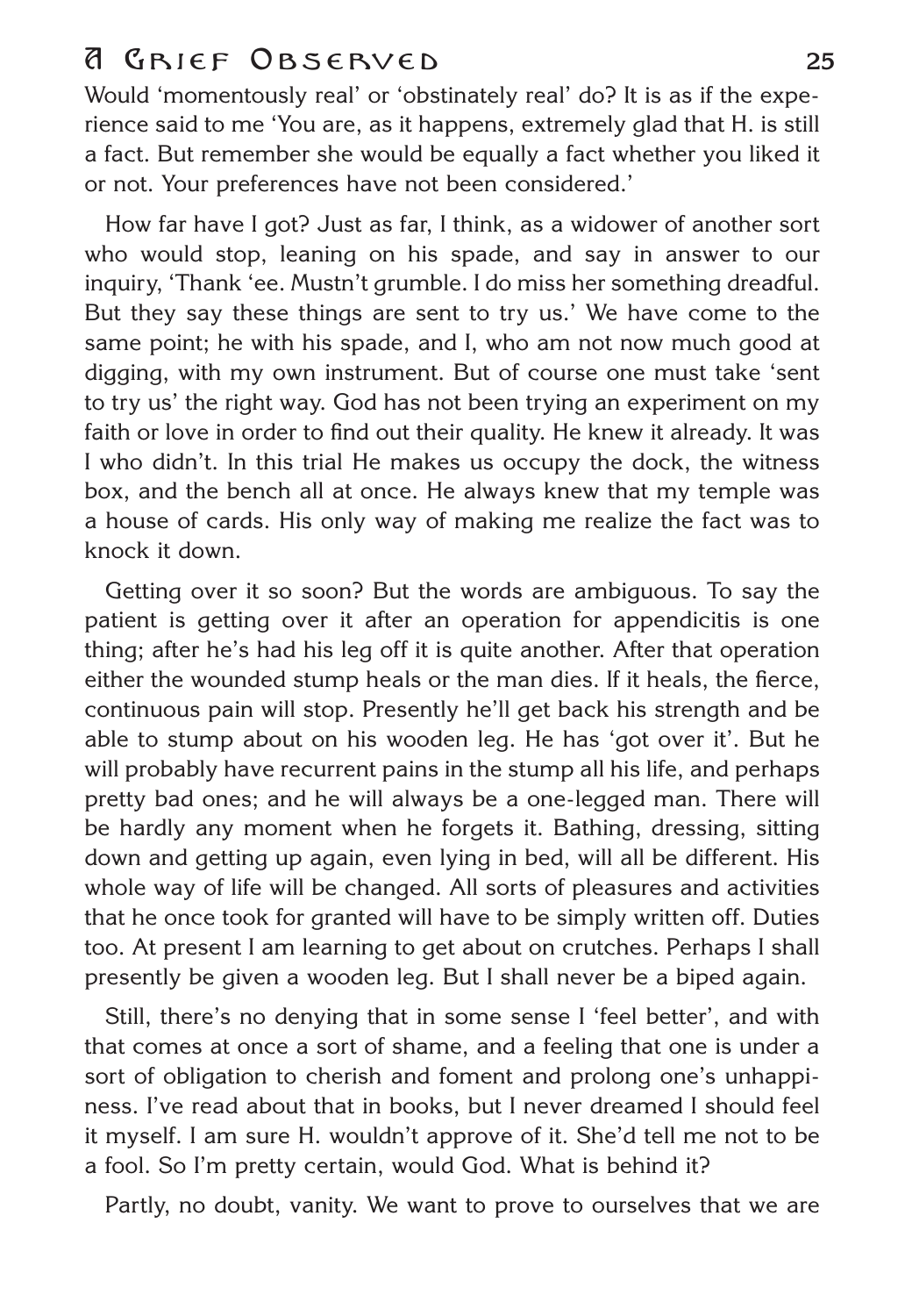Would 'momentously real' or 'obstinately real' do? It is as if the experience said to me 'You are, as it happens, extremely glad that H. is still a fact. But remember she would be equally a fact whether you liked it or not. Your preferences have not been considered.'

How far have I got? Just as far, I think, as a widower of another sort who would stop, leaning on his spade, and say in answer to our inquiry, 'Thank 'ee. Mustn't grumble. I do miss her something dreadful. But they say these things are sent to try us.' We have come to the same point; he with his spade, and I, who am not now much good at digging, with my own instrument. But of course one must take 'sent to try us' the right way. God has not been trying an experiment on my faith or love in order to find out their quality. He knew it already. It was I who didn't. In this trial He makes us occupy the dock, the witness box, and the bench all at once. He always knew that my temple was a house of cards. His only way of making me realize the fact was to knock it down.

Getting over it so soon? But the words are ambiguous. To say the patient is getting over it after an operation for appendicitis is one thing; after he's had his leg off it is quite another. After that operation either the wounded stump heals or the man dies. If it heals, the fierce, continuous pain will stop. Presently he'll get back his strength and be able to stump about on his wooden leg. He has 'got over it'. But he will probably have recurrent pains in the stump all his life, and perhaps pretty bad ones; and he will always be a one-legged man. There will be hardly any moment when he forgets it. Bathing, dressing, sitting down and getting up again, even lying in bed, will all be different. His whole way of life will be changed. All sorts of pleasures and activities that he once took for granted will have to be simply written off. Duties too. At present I am learning to get about on crutches. Perhaps I shall presently be given a wooden leg. But I shall never be a biped again.

Still, there's no denying that in some sense I 'feel better', and with that comes at once a sort of shame, and a feeling that one is under a sort of obligation to cherish and foment and prolong one's unhappiness. I've read about that in books, but I never dreamed I should feel it myself. I am sure H. wouldn't approve of it. She'd tell me not to be a fool. So I'm pretty certain, would God. What is behind it?

Partly, no doubt, vanity. We want to prove to ourselves that we are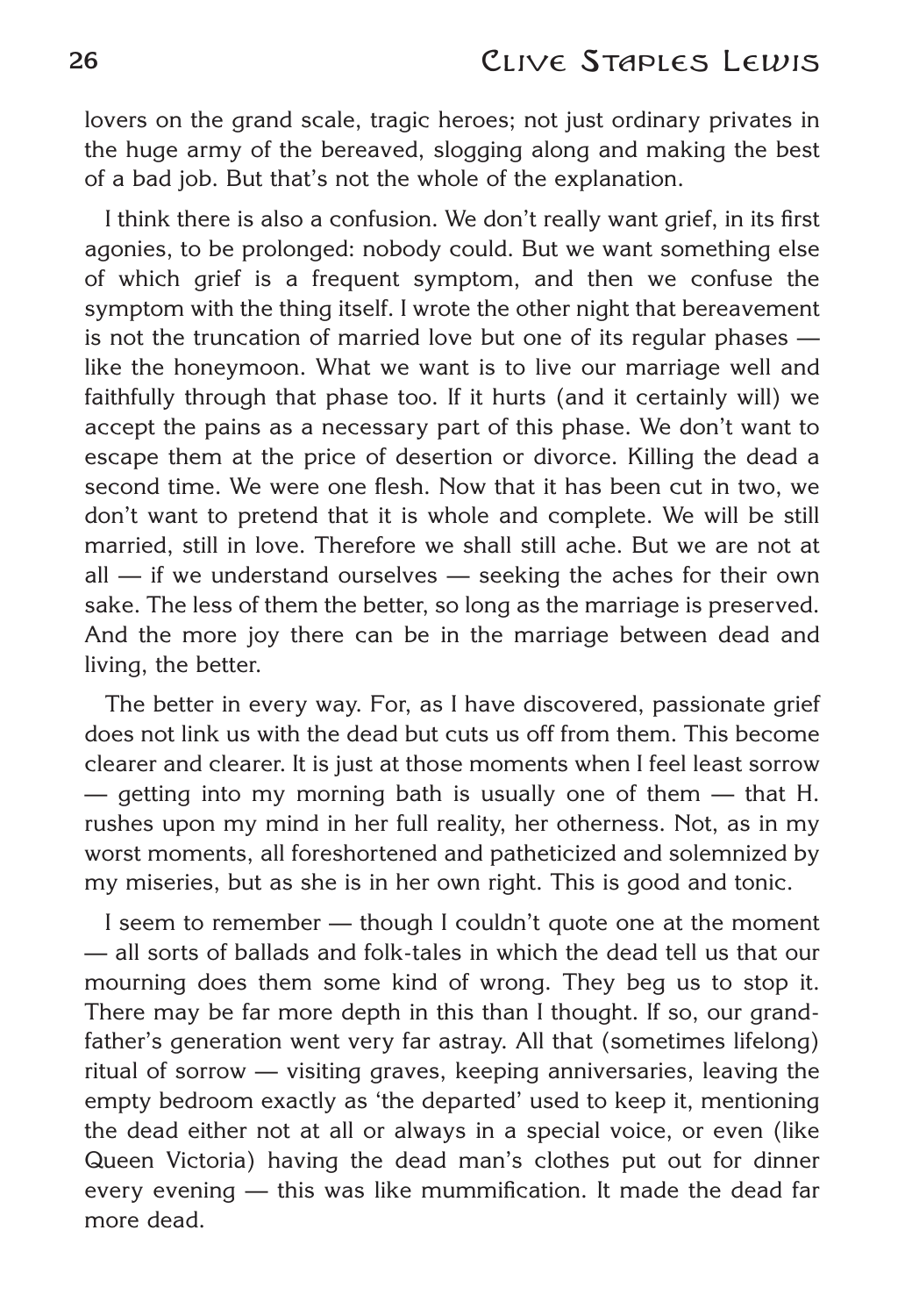lovers on the grand scale, tragic heroes; not just ordinary privates in the huge army of the bereaved, slogging along and making the best of a bad job. But that's not the whole of the explanation.

I think there is also a confusion. We don't really want grief, in its first agonies, to be prolonged: nobody could. But we want something else of which grief is a frequent symptom, and then we confuse the symptom with the thing itself. I wrote the other night that bereavement is not the truncation of married love but one of its regular phases — like the honeymoon. What we want is to live our marriage well and faithfully through that phase too. If it hurts (and it certainly will) we accept the pains as a necessary part of this phase. We don't want to escape them at the price of desertion or divorce. Killing the dead a second time. We were one flesh. Now that it has been cut in two, we don't want to pretend that it is whole and complete. We will be still married, still in love. Therefore we shall still ache. But we are not at all — if we understand ourselves — seeking the aches for their own sake. The less of them the better, so long as the marriage is preserved. And the more joy there can be in the marriage between dead and living, the better.

The better in every way. For, as I have discovered, passionate grief does not link us with the dead but cuts us off from them. This become clearer and clearer. It is just at those moments when I feel least sorrow — getting into my morning bath is usually one of them — that H. rushes upon my mind in her full reality, her otherness. Not, as in my worst moments, all foreshortened and patheticized and solemnized by my miseries, but as she is in her own right. This is good and tonic.

I seem to remember — though I couldn't quote one at the moment — all sorts of ballads and folk-tales in which the dead tell us that our mourning does them some kind of wrong. They beg us to stop it. There may be far more depth in this than I thought. If so, our grandfather's generation went very far astray. All that (sometimes lifelong) ritual of sorrow — visiting graves, keeping anniversaries, leaving the empty bedroom exactly as 'the departed' used to keep it, mentioning the dead either not at all or always in a special voice, or even (like Queen Victoria) having the dead man's clothes put out for dinner every evening — this was like mummification. It made the dead far more dead.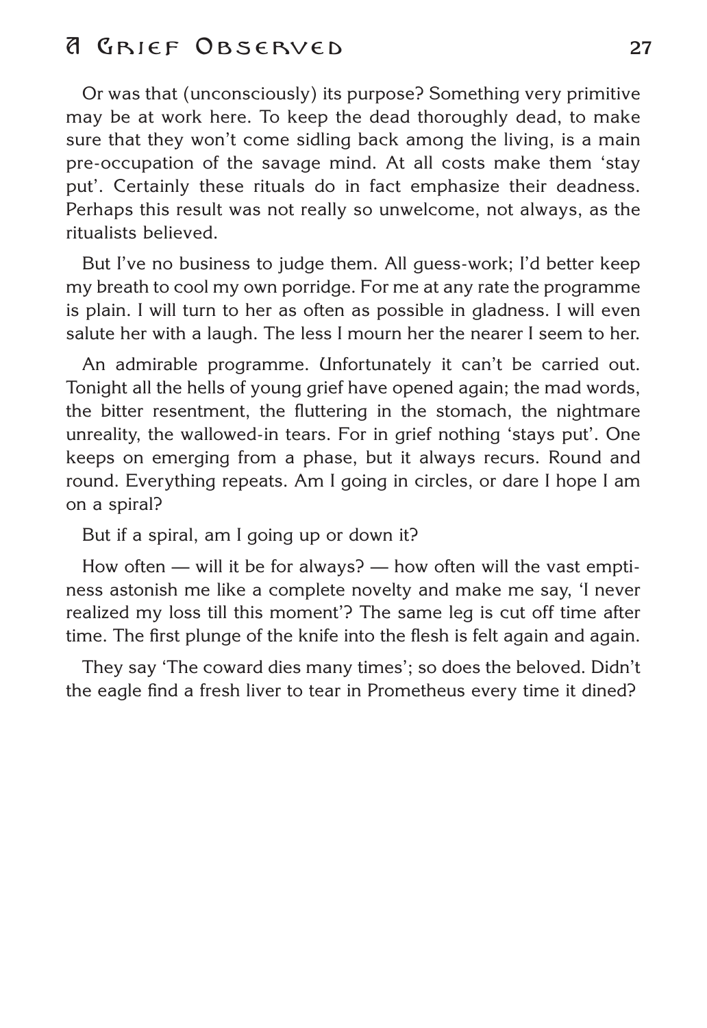Or was that (unconsciously) its purpose? Something very primitive may be at work here. To keep the dead thoroughly dead, to make sure that they won't come sidling back among the living, is a main pre-occupation of the savage mind. At all costs make them 'stay put'. Certainly these rituals do in fact emphasize their deadness. Perhaps this result was not really so unwelcome, not always, as the ritualists believed.

But I've no business to judge them. All guess-work; I'd better keep my breath to cool my own porridge. For me at any rate the programme is plain. I will turn to her as often as possible in gladness. I will even salute her with a laugh. The less I mourn her the nearer I seem to her.

An admirable programme. Unfortunately it can't be carried out. Tonight all the hells of young grief have opened again; the mad words, the bitter resentment, the fluttering in the stomach, the nightmare unreality, the wallowed-in tears. For in grief nothing 'stays put'. One keeps on emerging from a phase, but it always recurs. Round and round. Everything repeats. Am I going in circles, or dare I hope I am on a spiral?

But if a spiral, am I going up or down it?

How often — will it be for always? — how often will the vast emptiness astonish me like a complete novelty and make me say, 'I never realized my loss till this moment'? The same leg is cut off time after time. The first plunge of the knife into the flesh is felt again and again.

They say 'The coward dies many times'; so does the beloved. Didn't the eagle find a fresh liver to tear in Prometheus every time it dined?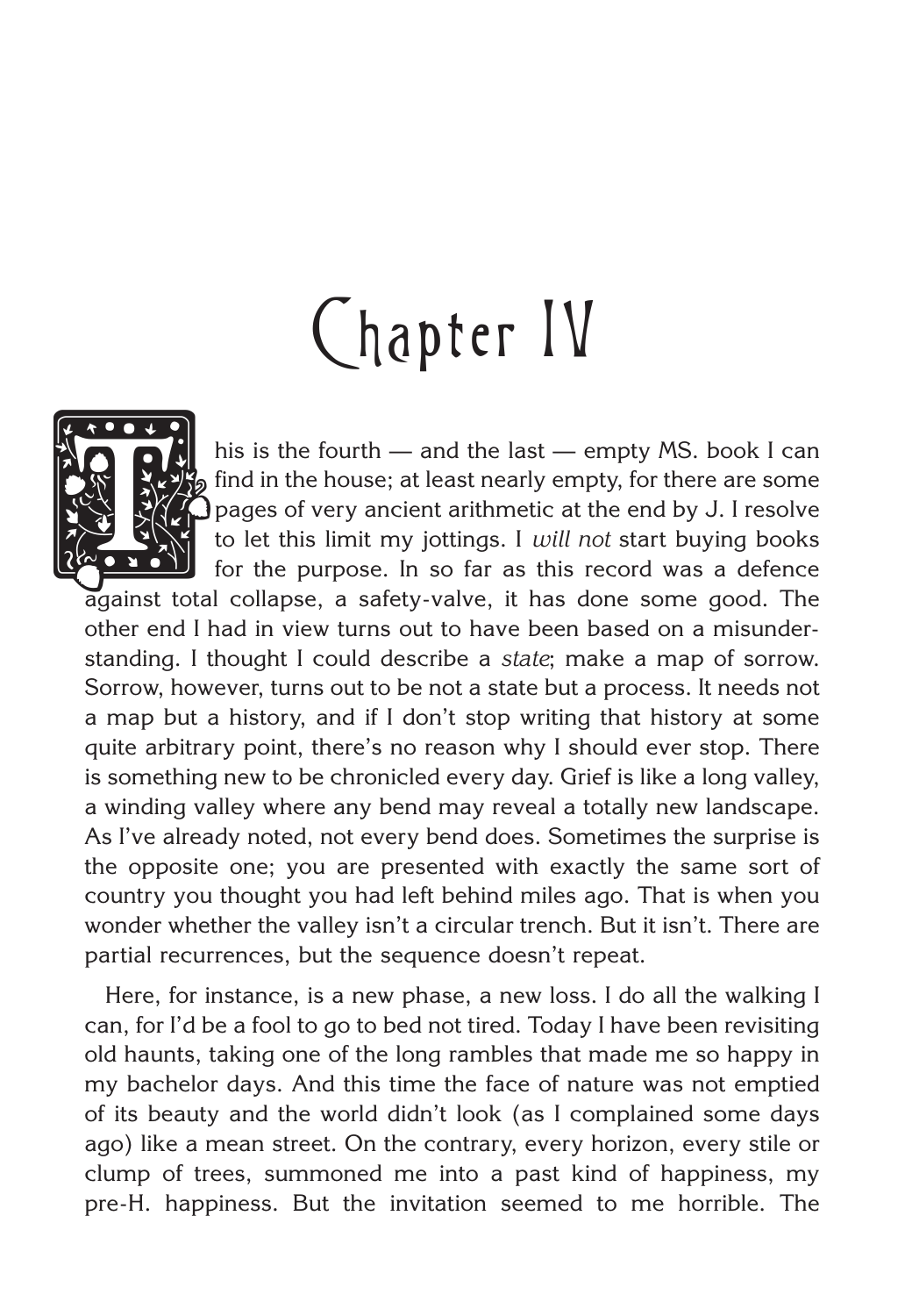# Chapter IV

This is the fourth — and the last — empty MS. book I can find in the house; at least nearly empty, for there are some pages of very ancient arithmetic at the end by J. I resolve to let this limit my jottings. I *will not* start buying books for the purpose. In so far as this record was a defence against total collapse, a safety-valve, it has done some good. The other end I had in view turns out to have been based on a misunderstanding. I thought I could describe a *state*; make a map of sorrow. Sorrow, however, turns out to be not a state but a process. It needs not a map but a history, and if I don't stop writing that history at some quite arbitrary point, there's no reason why I should ever stop. There is something new to be chronicled every day. Grief is like a long valley, a winding valley where any bend may reveal a totally new landscape. As I've already noted, not every bend does. Sometimes the surprise is the opposite one; you are presented with exactly the same sort of country you thought you had left behind miles ago. That is when you wonder whether the valley isn't a circular trench. But it isn't. There are partial recurrences, but the sequence doesn't repeat.

Here, for instance, is a new phase, a new loss. I do all the walking I can, for I'd be a fool to go to bed not tired. Today I have been revisiting old haunts, taking one of the long rambles that made me so happy in my bachelor days. And this time the face of nature was not emptied of its beauty and the world didn't look (as I complained some days ago) like a mean street. On the contrary, every horizon, every stile or clump of trees, summoned me into a past kind of happiness, my pre-H. happiness. But the invitation seemed to me horrible. The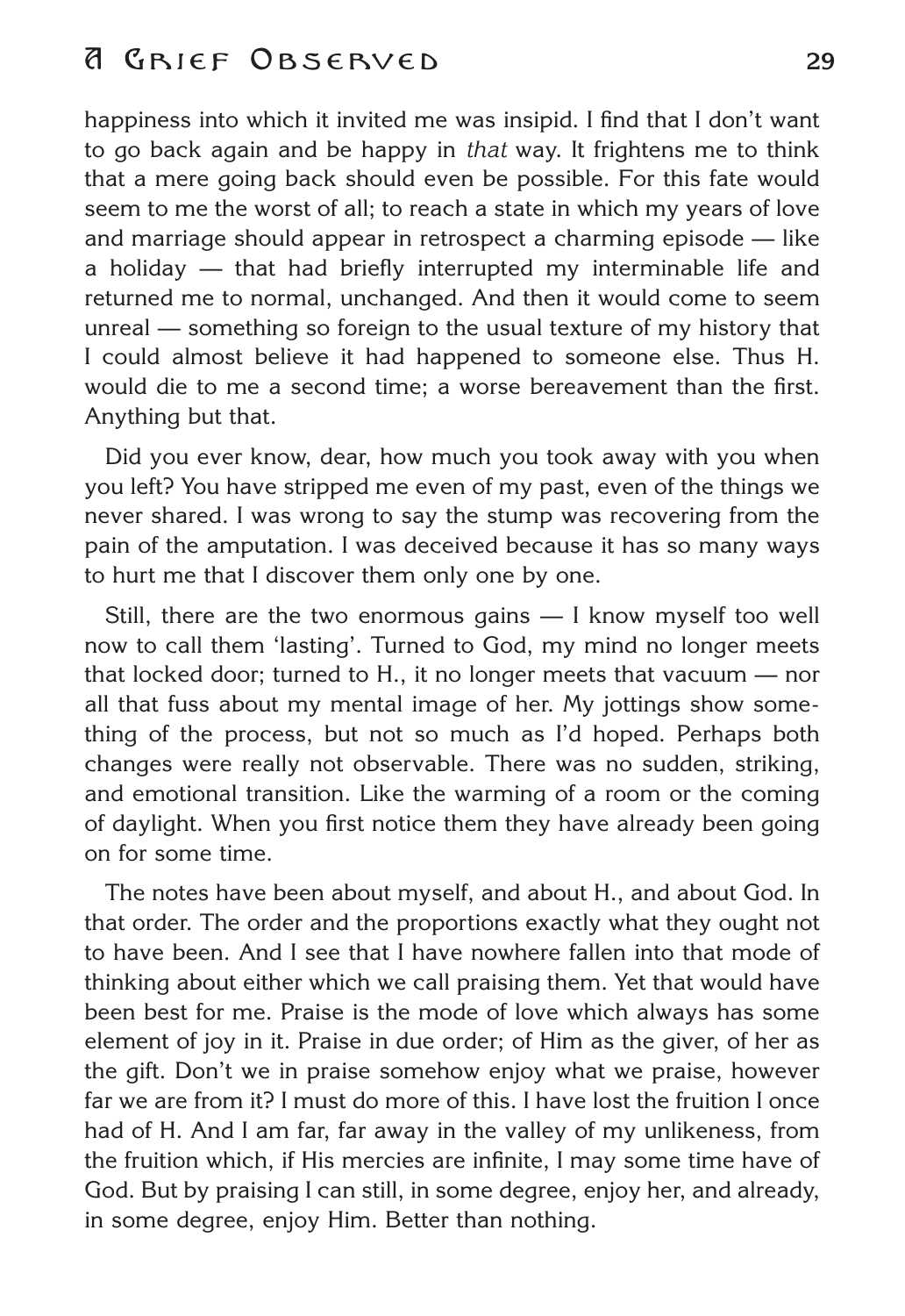happiness into which it invited me was insipid. I find that I don't want to go back again and be happy in *that* way. It frightens me to think that a mere going back should even be possible. For this fate would seem to me the worst of all; to reach a state in which my years of love and marriage should appear in retrospect a charming episode — like a holiday — that had briefly interrupted my interminable life and returned me to normal, unchanged. And then it would come to seem unreal — something so foreign to the usual texture of my history that I could almost believe it had happened to someone else. Thus H. would die to me a second time; a worse bereavement than the first. Anything but that.

Did you ever know, dear, how much you took away with you when you left? You have stripped me even of my past, even of the things we never shared. I was wrong to say the stump was recovering from the pain of the amputation. I was deceived because it has so many ways to hurt me that I discover them only one by one.

Still, there are the two enormous gains — I know myself too well now to call them 'lasting'. Turned to God, my mind no longer meets that locked door; turned to H., it no longer meets that vacuum — nor all that fuss about my mental image of her. My jottings show something of the process, but not so much as I'd hoped. Perhaps both changes were really not observable. There was no sudden, striking, and emotional transition. Like the warming of a room or the coming of daylight. When you first notice them they have already been going on for some time.

The notes have been about myself, and about H., and about God. In that order. The order and the proportions exactly what they ought not to have been. And I see that I have nowhere fallen into that mode of thinking about either which we call praising them. Yet that would have been best for me. Praise is the mode of love which always has some element of joy in it. Praise in due order; of Him as the giver, of her as the gift. Don't we in praise somehow enjoy what we praise, however far we are from it? I must do more of this. I have lost the fruition I once had of H. And I am far, far away in the valley of my unlikeness, from the fruition which, if His mercies are infinite, I may some time have of God. But by praising I can still, in some degree, enjoy her, and already, in some degree, enjoy Him. Better than nothing.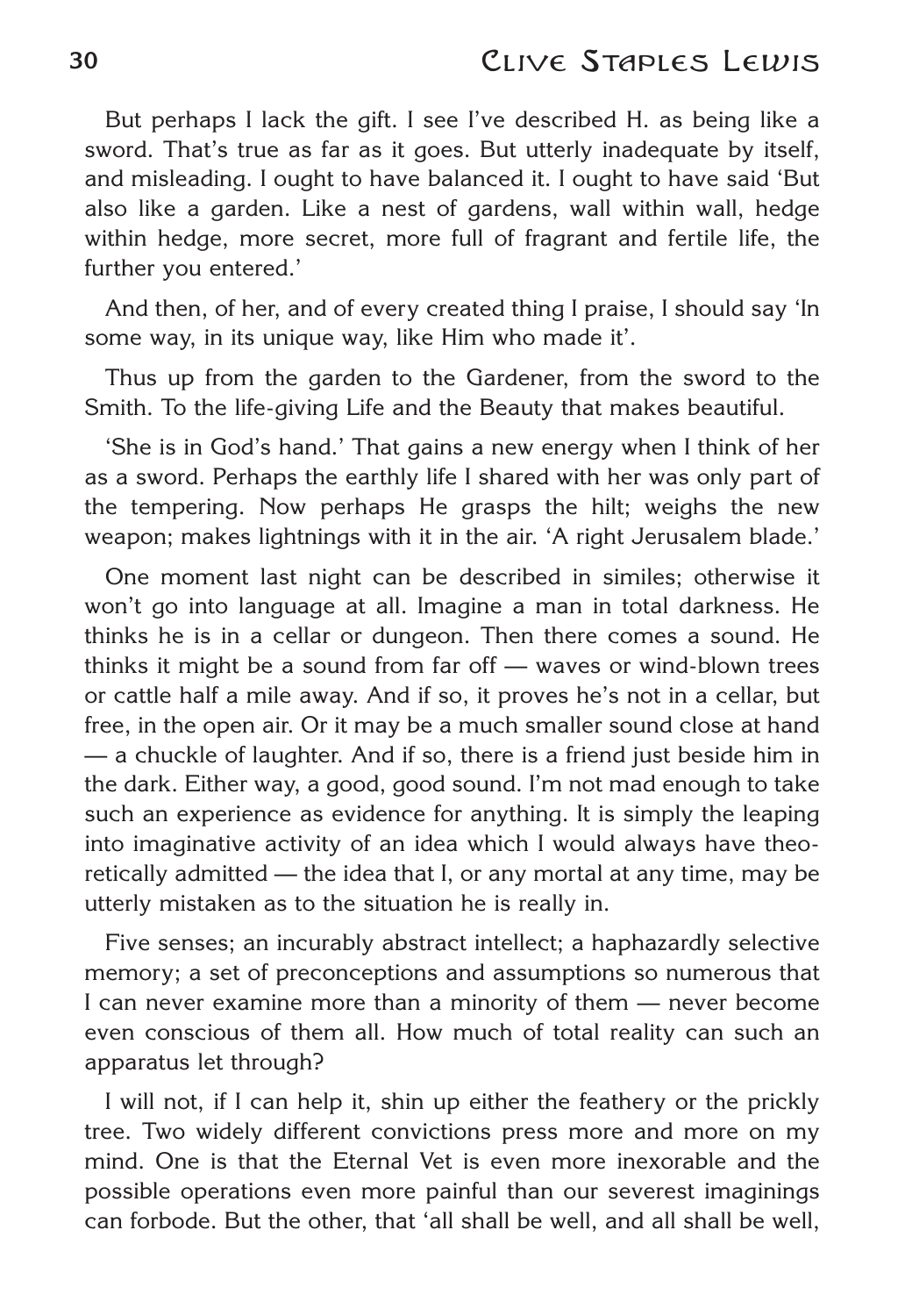But perhaps I lack the gift. I see I've described H. as being like a sword. That's true as far as it goes. But utterly inadequate by itself, and misleading. I ought to have balanced it. I ought to have said 'But also like a garden. Like a nest of gardens, wall within wall, hedge within hedge, more secret, more full of fragrant and fertile life, the further you entered.'

And then, of her, and of every created thing I praise, I should say 'In some way, in its unique way, like Him who made it'.

Thus up from the garden to the Gardener, from the sword to the Smith. To the life-giving Life and the Beauty that makes beautiful.

'She is in God's hand.' That gains a new energy when I think of her as a sword. Perhaps the earthly life I shared with her was only part of the tempering. Now perhaps He grasps the hilt; weighs the new weapon; makes lightnings with it in the air. 'A right Jerusalem blade.'

One moment last night can be described in similes; otherwise it won't go into language at all. Imagine a man in total darkness. He thinks he is in a cellar or dungeon. Then there comes a sound. He thinks it might be a sound from far off — waves or wind-blown trees or cattle half a mile away. And if so, it proves he's not in a cellar, but free, in the open air. Or it may be a much smaller sound close at hand — a chuckle of laughter. And if so, there is a friend just beside him in the dark. Either way, a good, good sound. I'm not mad enough to take such an experience as evidence for anything. It is simply the leaping into imaginative activity of an idea which I would always have theoretically admitted — the idea that I, or any mortal at any time, may be utterly mistaken as to the situation he is really in.

Five senses; an incurably abstract intellect; a haphazardly selective memory; a set of preconceptions and assumptions so numerous that I can never examine more than a minority of them — never become even conscious of them all. How much of total reality can such an apparatus let through?

I will not, if I can help it, shin up either the feathery or the prickly tree. Two widely different convictions press more and more on my mind. One is that the Eternal Vet is even more inexorable and the possible operations even more painful than our severest imaginings can forbode. But the other, that 'all shall be well, and all shall be well,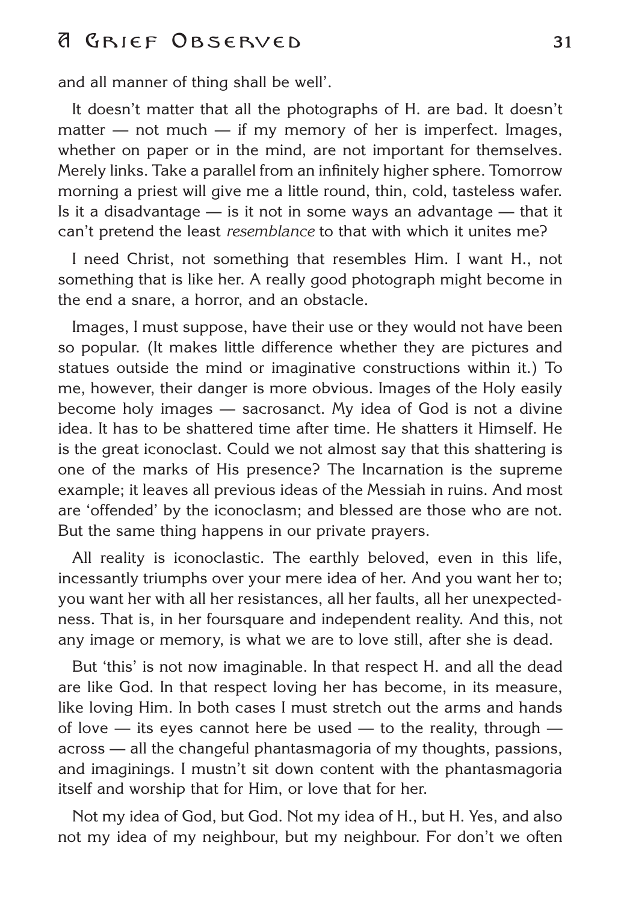and all manner of thing shall be well'.

It doesn't matter that all the photographs of H. are bad. It doesn't matter — not much — if my memory of her is imperfect. Images, whether on paper or in the mind, are not important for themselves. Merely links. Take a parallel from an infinitely higher sphere. Tomorrow morning a priest will give me a little round, thin, cold, tasteless wafer. Is it a disadvantage — is it not in some ways an advantage — that it can't pretend the least *resemblance* to that with which it unites me?

I need Christ, not something that resembles Him. I want H., not something that is like her. A really good photograph might become in the end a snare, a horror, and an obstacle.

Images, I must suppose, have their use or they would not have been so popular. (It makes little difference whether they are pictures and statues outside the mind or imaginative constructions within it.) To me, however, their danger is more obvious. Images of the Holy easily become holy images — sacrosanct. My idea of God is not a divine idea. It has to be shattered time after time. He shatters it Himself. He is the great iconoclast. Could we not almost say that this shattering is one of the marks of His presence? The Incarnation is the supreme example; it leaves all previous ideas of the Messiah in ruins. And most are 'offended' by the iconoclasm; and blessed are those who are not. But the same thing happens in our private prayers.

All reality is iconoclastic. The earthly beloved, even in this life, incessantly triumphs over your mere idea of her. And you want her to; you want her with all her resistances, all her faults, all her unexpectedness. That is, in her foursquare and independent reality. And this, not any image or memory, is what we are to love still, after she is dead.

But 'this' is not now imaginable. In that respect H. and all the dead are like God. In that respect loving her has become, in its measure, like loving Him. In both cases I must stretch out the arms and hands of love — its eyes cannot here be used — to the reality, through — across — all the changeful phantasmagoria of my thoughts, passions, and imaginings. I mustn't sit down content with the phantasmagoria itself and worship that for Him, or love that for her.

Not my idea of God, but God. Not my idea of H., but H. Yes, and also not my idea of my neighbour, but my neighbour. For don't we often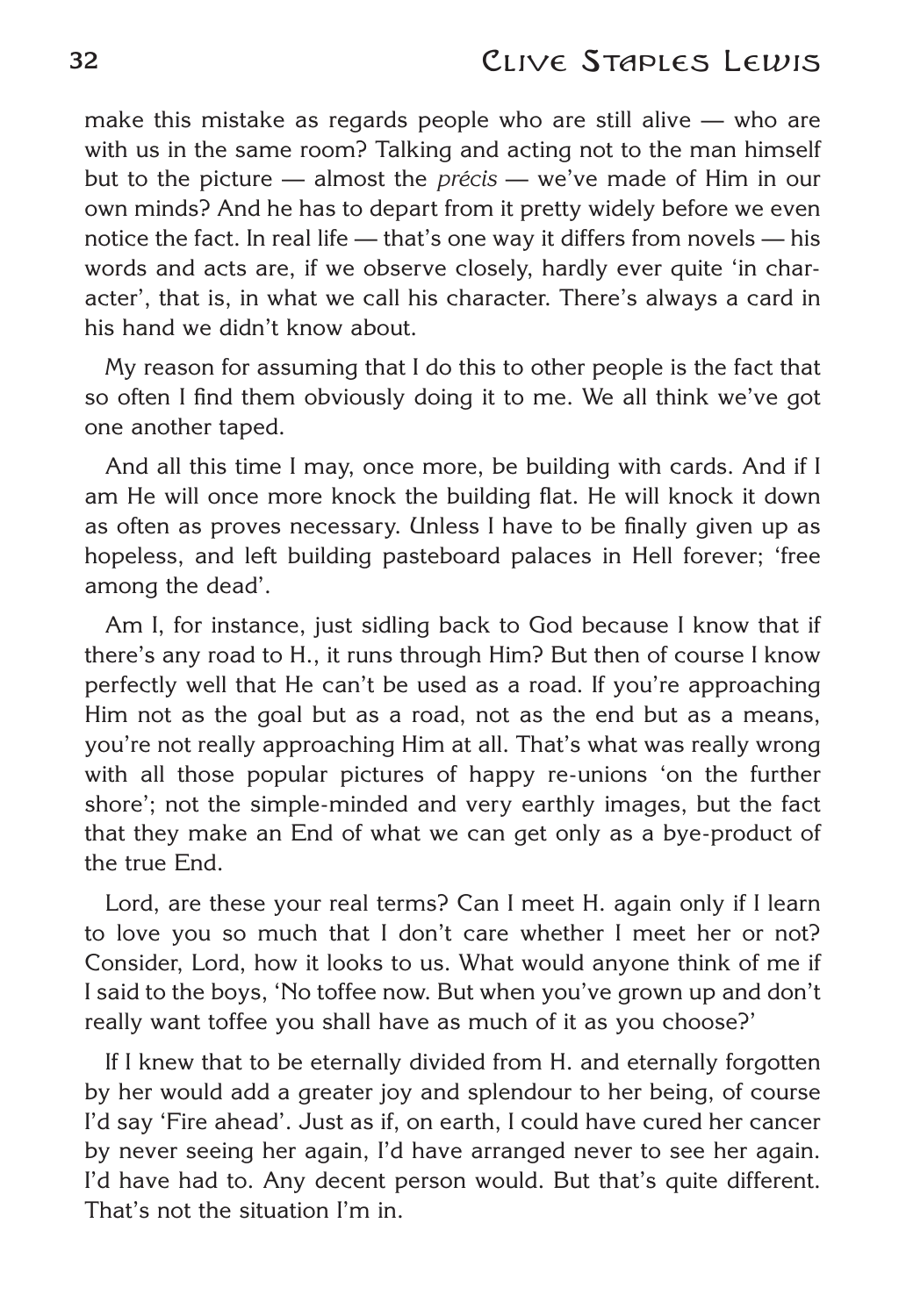make this mistake as regards people who are still alive — who are with us in the same room? Talking and acting not to the man himself but to the picture — almost the *précis* — we've made of Him in our own minds? And he has to depart from it pretty widely before we even notice the fact. In real life — that's one way it differs from novels — his words and acts are, if we observe closely, hardly ever quite 'in character', that is, in what we call his character. There's always a card in his hand we didn't know about.

My reason for assuming that I do this to other people is the fact that so often I find them obviously doing it to me. We all think we've got one another taped.

And all this time I may, once more, be building with cards. And if I am He will once more knock the building flat. He will knock it down as often as proves necessary. Unless I have to be finally given up as hopeless, and left building pasteboard palaces in Hell forever; 'free among the dead'.

Am I, for instance, just sidling back to God because I know that if there's any road to H., it runs through Him? But then of course I know perfectly well that He can't be used as a road. If you're approaching Him not as the goal but as a road, not as the end but as a means, you're not really approaching Him at all. That's what was really wrong with all those popular pictures of happy re-unions 'on the further shore'; not the simple-minded and very earthly images, but the fact that they make an End of what we can get only as a bye-product of the true End.

Lord, are these your real terms? Can I meet H. again only if I learn to love you so much that I don't care whether I meet her or not? Consider, Lord, how it looks to us. What would anyone think of me if I said to the boys, 'No toffee now. But when you've grown up and don't really want toffee you shall have as much of it as you choose?'

If I knew that to be eternally divided from H. and eternally forgotten by her would add a greater joy and splendour to her being, of course I'd say 'Fire ahead'. Just as if, on earth, I could have cured her cancer by never seeing her again, I'd have arranged never to see her again. I'd have had to. Any decent person would. But that's quite different. That's not the situation I'm in.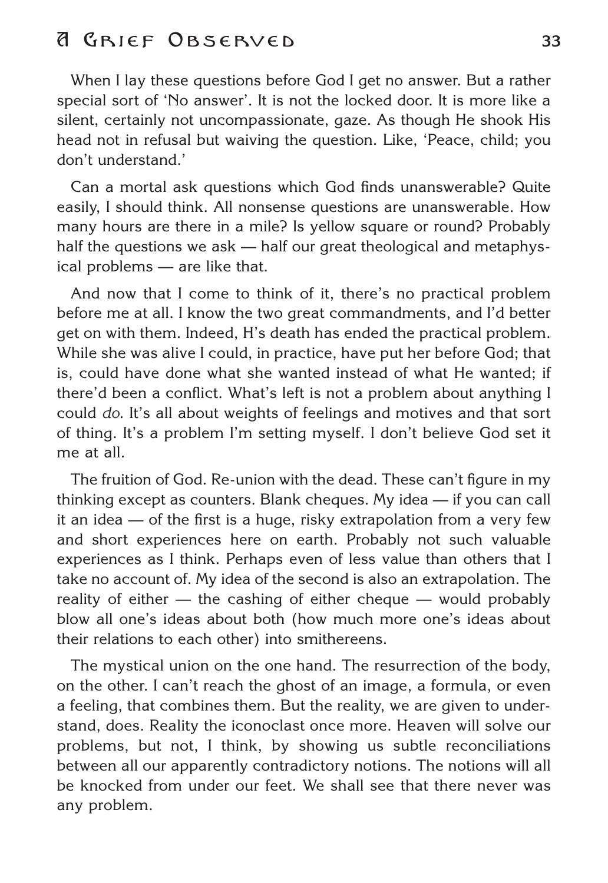When I lay these questions before God I get no answer. But a rather special sort of 'No answer'. It is not the locked door. It is more like a silent, certainly not uncompassionate, gaze. As though He shook His head not in refusal but waiving the question. Like, 'Peace, child; you don't understand.'

Can a mortal ask questions which God finds unanswerable? Quite easily, I should think. All nonsense questions are unanswerable. How many hours are there in a mile? Is yellow square or round? Probably half the questions we ask — half our great theological and metaphysical problems — are like that.

And now that I come to think of it, there's no practical problem before me at all. I know the two great commandments, and I'd better get on with them. Indeed, H's death has ended the practical problem. While she was alive I could, in practice, have put her before God; that is, could have done what she wanted instead of what He wanted; if there'd been a conflict. What's left is not a problem about anything I could *do*. It's all about weights of feelings and motives and that sort of thing. It's a problem I'm setting myself. I don't believe God set it me at all.

The fruition of God. Re-union with the dead. These can't figure in my thinking except as counters. Blank cheques. My idea — if you can call it an idea — of the first is a huge, risky extrapolation from a very few and short experiences here on earth. Probably not such valuable experiences as I think. Perhaps even of less value than others that I take no account of. My idea of the second is also an extrapolation. The reality of either — the cashing of either cheque — would probably blow all one's ideas about both (how much more one's ideas about their relations to each other) into smithereens.

The mystical union on the one hand. The resurrection of the body, on the other. I can't reach the ghost of an image, a formula, or even a feeling, that combines them. But the reality, we are given to understand, does. Reality the iconoclast once more. Heaven will solve our problems, but not, I think, by showing us subtle reconciliations between all our apparently contradictory notions. The notions will all be knocked from under our feet. We shall see that there never was any problem.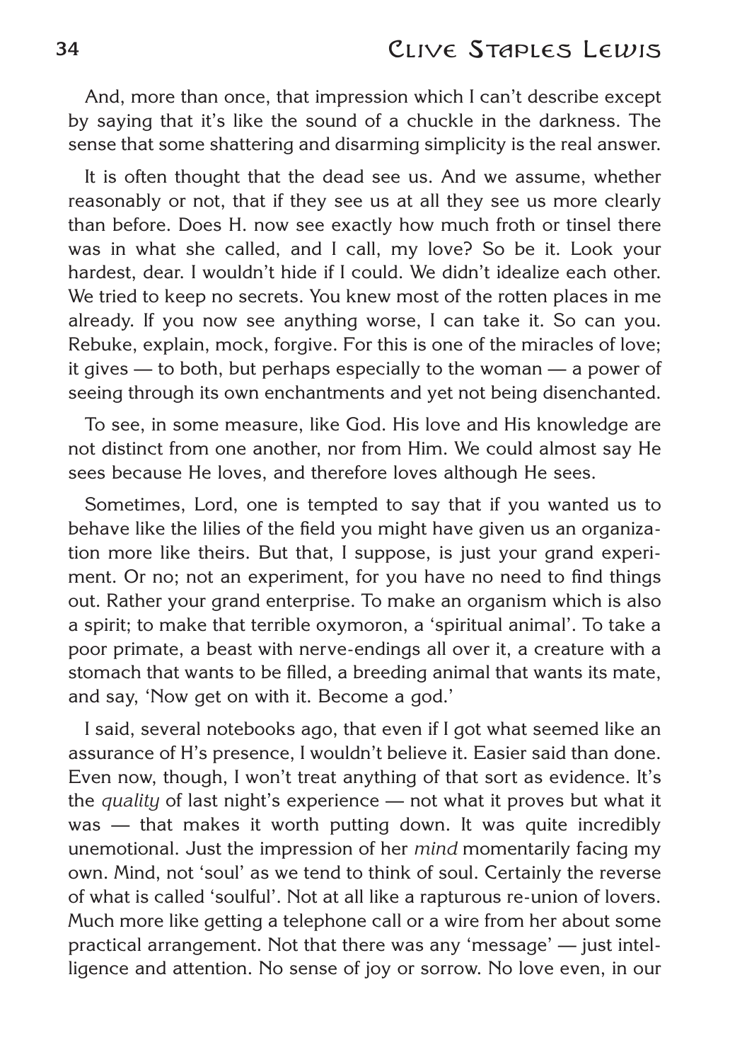And, more than once, that impression which I can't describe except by saying that it's like the sound of a chuckle in the darkness. The sense that some shattering and disarming simplicity is the real answer.

It is often thought that the dead see us. And we assume, whether reasonably or not, that if they see us at all they see us more clearly than before. Does H. now see exactly how much froth or tinsel there was in what she called, and I call, my love? So be it. Look your hardest, dear. I wouldn't hide if I could. We didn't idealize each other. We tried to keep no secrets. You knew most of the rotten places in me already. If you now see anything worse, I can take it. So can you. Rebuke, explain, mock, forgive. For this is one of the miracles of love; it gives — to both, but perhaps especially to the woman — a power of seeing through its own enchantments and yet not being disenchanted.

To see, in some measure, like God. His love and His knowledge are not distinct from one another, nor from Him. We could almost say He sees because He loves, and therefore loves although He sees.

Sometimes, Lord, one is tempted to say that if you wanted us to behave like the lilies of the field you might have given us an organization more like theirs. But that, I suppose, is just your grand experiment. Or no; not an experiment, for you have no need to find things out. Rather your grand enterprise. To make an organism which is also a spirit; to make that terrible oxymoron, a 'spiritual animal'. To take a poor primate, a beast with nerve-endings all over it, a creature with a stomach that wants to be filled, a breeding animal that wants its mate, and say, 'Now get on with it. Become a god.'

I said, several notebooks ago, that even if I got what seemed like an assurance of H's presence, I wouldn't believe it. Easier said than done. Even now, though, I won't treat anything of that sort as evidence. It's the *quality* of last night's experience — not what it proves but what it was — that makes it worth putting down. It was quite incredibly unemotional. Just the impression of her *mind* momentarily facing my own. Mind, not 'soul' as we tend to think of soul. Certainly the reverse of what is called 'soulful'. Not at all like a rapturous re-union of lovers. Much more like getting a telephone call or a wire from her about some practical arrangement. Not that there was any 'message' — just intelligence and attention. No sense of joy or sorrow. No love even, in our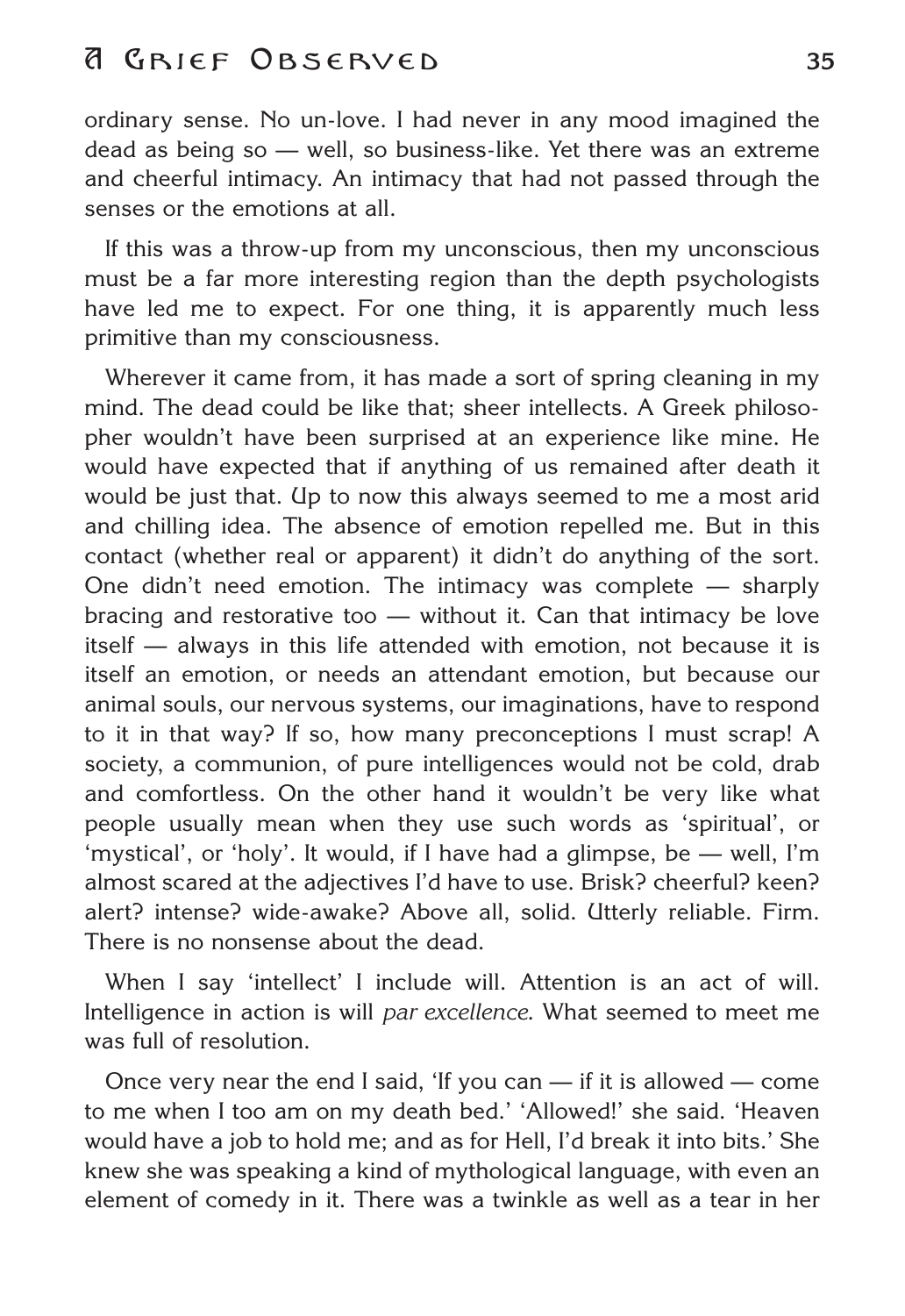ordinary sense. No un-love. I had never in any mood imagined the dead as being so — well, so business-like. Yet there was an extreme and cheerful intimacy. An intimacy that had not passed through the senses or the emotions at all.

If this was a throw-up from my unconscious, then my unconscious must be a far more interesting region than the depth psychologists have led me to expect. For one thing, it is apparently much less primitive than my consciousness.

Wherever it came from, it has made a sort of spring cleaning in my mind. The dead could be like that; sheer intellects. A Greek philosopher wouldn't have been surprised at an experience like mine. He would have expected that if anything of us remained after death it would be just that. Up to now this always seemed to me a most arid and chilling idea. The absence of emotion repelled me. But in this contact (whether real or apparent) it didn't do anything of the sort. One didn't need emotion. The intimacy was complete — sharply bracing and restorative too — without it. Can that intimacy be love itself — always in this life attended with emotion, not because it is itself an emotion, or needs an attendant emotion, but because our animal souls, our nervous systems, our imaginations, have to respond to it in that way? If so, how many preconceptions I must scrap! A society, a communion, of pure intelligences would not be cold, drab and comfortless. On the other hand it wouldn't be very like what people usually mean when they use such words as 'spiritual', or 'mystical', or 'holy'. It would, if I have had a glimpse, be — well, I'm almost scared at the adjectives I'd have to use. Brisk? cheerful? keen? alert? intense? wide-awake? Above all, solid. Utterly reliable. Firm. There is no nonsense about the dead.

When I say 'intellect' I include will. Attention is an act of will. Intelligence in action is will *par excellence*. What seemed to meet me was full of resolution.

Once very near the end I said, 'If you can — if it is allowed — come to me when I too am on my death bed.' 'Allowed!' she said. 'Heaven would have a job to hold me; and as for Hell, I'd break it into bits.' She knew she was speaking a kind of mythological language, with even an element of comedy in it. There was a twinkle as well as a tear in her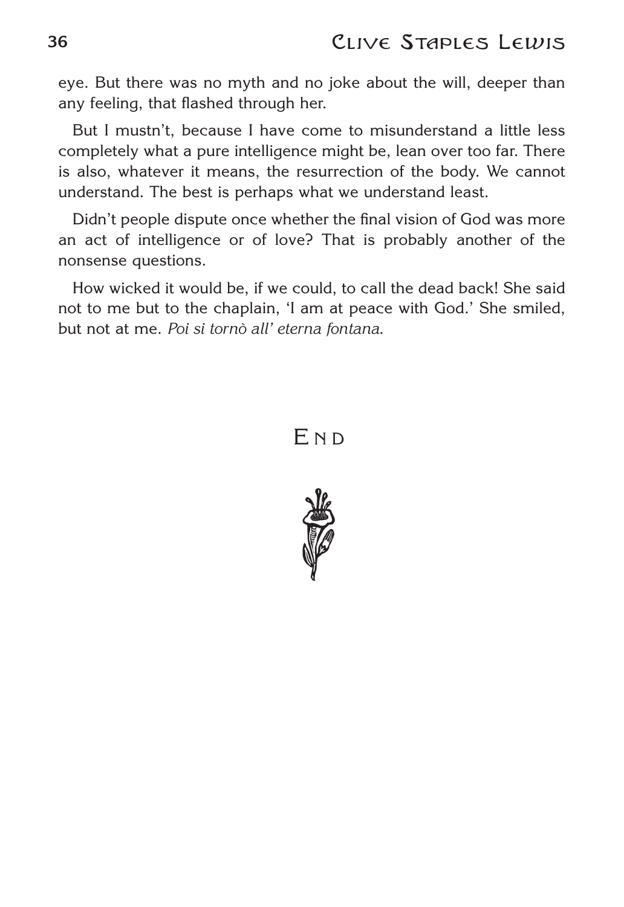eye. But there was no myth and no joke about the will, deeper than any feeling, that flashed through her.

But I mustn't, because I have come to misunderstand a little less completely what a pure intelligence might be, lean over too far. There is also, whatever it means, the resurrection of the body. We cannot understand. The best is perhaps what we understand least.

Didn't people dispute once whether the final vision of God was more an act of intelligence or of love? That is probably another of the nonsense questions.

How wicked it would be, if we could, to call the dead back! She said not to me but to the chaplain, 'I am at peace with God.' She smiled, but not at me. *Poi si tornò all' eterna fontana*.

END